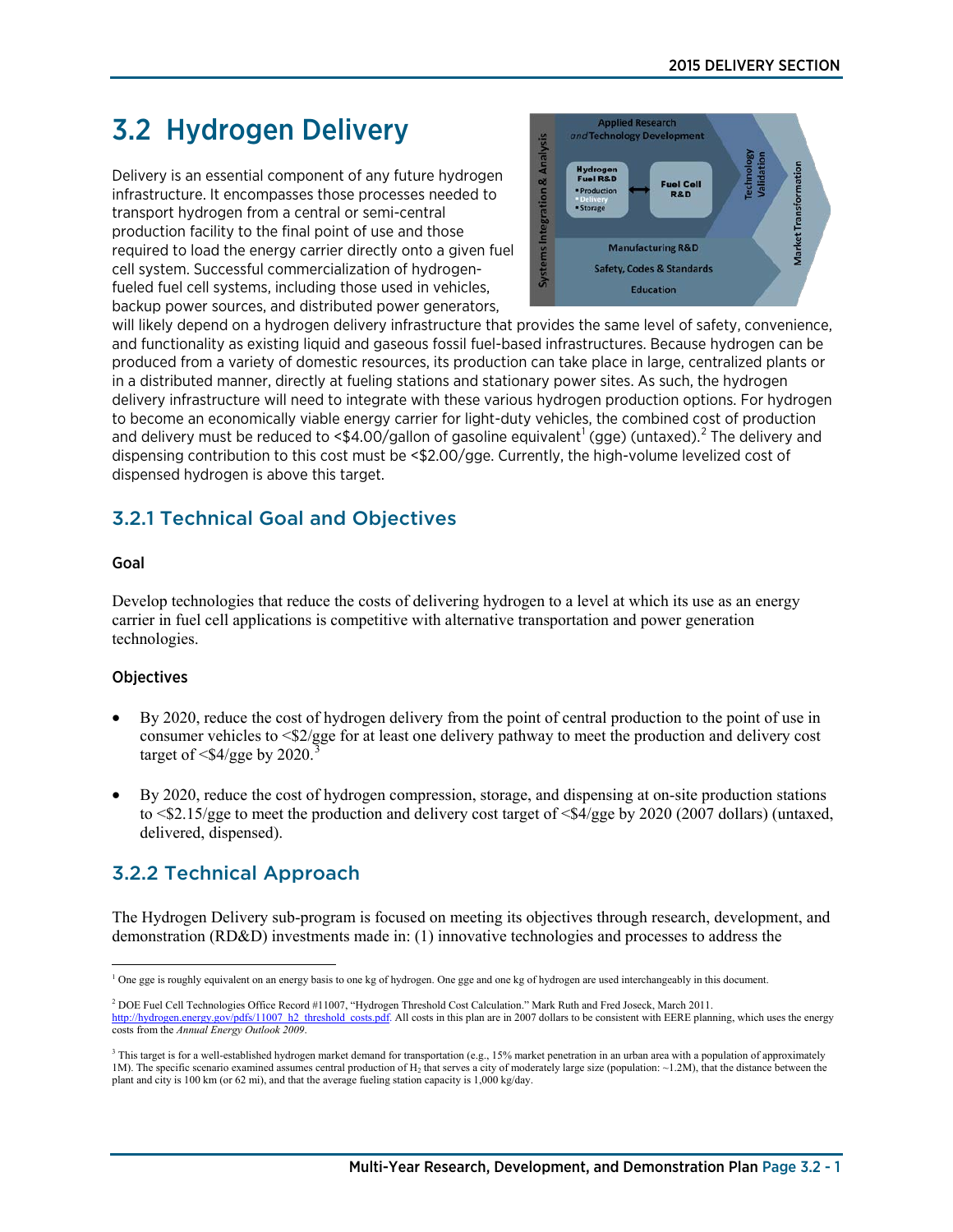# 3.2 Hydrogen Delivery

Delivery is an essential component of any future hydrogen infrastructure. It encompasses those processes needed to transport hydrogen from a central or semi-central production facility to the final point of use and those required to load the energy carrier directly onto a given fuel cell system. Successful commercialization of hydrogen-fueled fuel cell systems, including those used in vehicles, backup power sources, and distributed power generators, will likely depend on a hydrogen delivery infrastructure that provides the same level of safety, convenience, and functionality as existing liquid and gaseous fossil fuel-based infrastructures. Because hydrogen can be produced from a variety of domestic resources, its production can take place in large, centralized plants or in a distributed manner, directly at fueling stations and stationary power sites. As such, the hydrogen delivery infrastructure will need to integrate with these various hydrogen production options. For hydrogen to become an economically viable energy carrier for light-duty vehicles, the combined cost of production and delivery must be reduced to <$4.00/gallon of gasoline equivalent[1] (gge) (untaxed).[2] The delivery and dispensing contribution to this cost must be <$2.00/gge. Currently, the high-volume levelized cost of dispensed hydrogen is above this target.

## 3.2.1 Technical Goal and Objectives

### Goal

Develop technologies that reduce the costs of delivering hydrogen to a level at which its use as an energy carrier in fuel cell applications is competitive with alternative transportation and power generation technologies.

### Objectives

- By 2020, reduce the cost of hydrogen delivery from the point of central production to the point of use in consumer vehicles to <$2/gge for at least one delivery pathway to meet the production and delivery cost target of <$4/gge by 2020.[3]
- By 2020, reduce the cost of hydrogen compression, storage, and dispensing at on-site production stations to <$2.15/gge to meet the production and delivery cost target of <$4/gge by 2020 (2007 dollars) (untaxed, delivered, dispensed).

## 3.2.2 Technical Approach

The Hydrogen Delivery sub-program is focused on meeting its objectives through research, development, and demonstration (RD&D) investments made in: (1) innovative technologies and processes to address the

---

[1] One gge is roughly equivalent on an energy basis to one kg of hydrogen. One gge and one kg of hydrogen are used interchangeably in this document.

[2] DOE Fuel Cell Technologies Office Record #11007, "Hydrogen Threshold Cost Calculation." Mark Ruth and Fred Joseck, March 2011. http://hydrogen.energy.gov/pdfs/11007_h2_threshold_costs.pdf. All costs in this plan are in 2007 dollars to be consistent with EERE planning, which uses the energy costs from the *Annual Energy Outlook 2009*.

[3] This target is for a well-established hydrogen market demand for transportation (e.g., 15% market penetration in an urban area with a population of approximately 1M). The specific scenario examined assumes central production of $H_2$ that serves a city of moderately large size (population: ~1.2M), that the distance between the plant and city is 100 km (or 62 mi), and that the average fueling station capacity is 1,000 kg/day.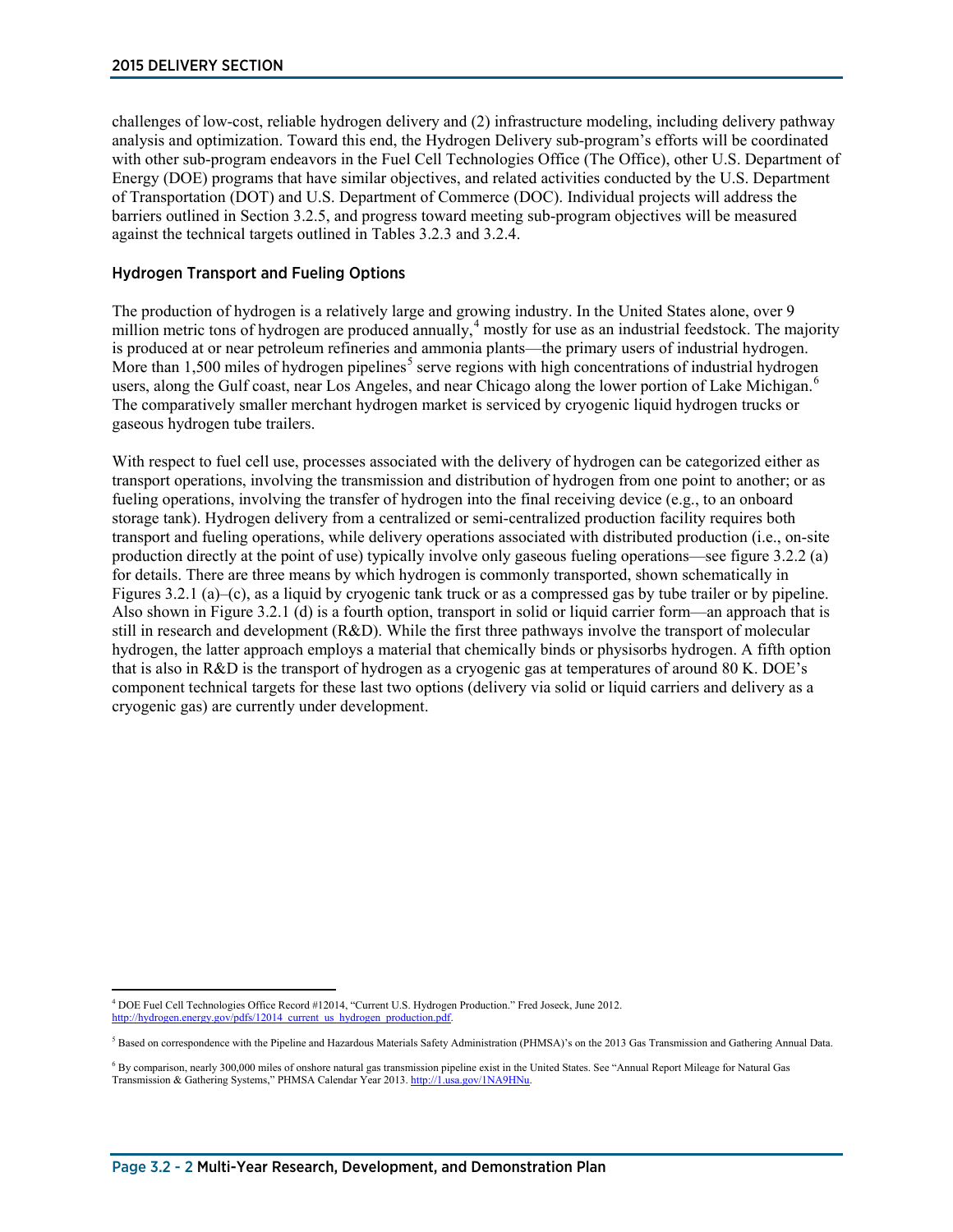challenges of low-cost, reliable hydrogen delivery and (2) infrastructure modeling, including delivery pathway analysis and optimization. Toward this end, the Hydrogen Delivery sub-program's efforts will be coordinated with other sub-program endeavors in the Fuel Cell Technologies Office (The Office), other U.S. Department of Energy (DOE) programs that have similar objectives, and related activities conducted by the U.S. Department of Transportation (DOT) and U.S. Department of Commerce (DOC). Individual projects will address the barriers outlined in Section 3.2.5, and progress toward meeting sub-program objectives will be measured against the technical targets outlined in Tables 3.2.3 and 3.2.4.

## Hydrogen Transport and Fueling Options

The production of hydrogen is a relatively large and growing industry. In the United States alone, over 9 million metric tons of hydrogen are produced annually,[4] mostly for use as an industrial feedstock. The majority is produced at or near petroleum refineries and ammonia plants—the primary users of industrial hydrogen. More than 1,500 miles of hydrogen pipelines[5] serve regions with high concentrations of industrial hydrogen users, along the Gulf coast, near Los Angeles, and near Chicago along the lower portion of Lake Michigan.[6] The comparatively smaller merchant hydrogen market is serviced by cryogenic liquid hydrogen trucks or gaseous hydrogen tube trailers.

With respect to fuel cell use, processes associated with the delivery of hydrogen can be categorized either as transport operations, involving the transmission and distribution of hydrogen from one point to another; or as fueling operations, involving the transfer of hydrogen into the final receiving device (e.g., to an onboard storage tank). Hydrogen delivery from a centralized or semi-centralized production facility requires both transport and fueling operations, while delivery operations associated with distributed production (i.e., on-site production directly at the point of use) typically involve only gaseous fueling operations—see figure 3.2.2 (a) for details. There are three means by which hydrogen is commonly transported, shown schematically in Figures 3.2.1 (a)–(c), as a liquid by cryogenic tank truck or as a compressed gas by tube trailer or by pipeline. Also shown in Figure 3.2.1 (d) is a fourth option, transport in solid or liquid carrier form—an approach that is still in research and development (R&D). While the first three pathways involve the transport of molecular hydrogen, the latter approach employs a material that chemically binds or physisorbs hydrogen. A fifth option that is also in R&D is the transport of hydrogen as a cryogenic gas at temperatures of around 80 K. DOE's component technical targets for these last two options (delivery via solid or liquid carriers and delivery as a cryogenic gas) are currently under development.

---

[4] DOE Fuel Cell Technologies Office Record #12014, "Current U.S. Hydrogen Production." Fred Joseck, June 2012. http://hydrogen.energy.gov/pdfs/12014_current_us_hydrogen_production.pdf.

[5] Based on correspondence with the Pipeline and Hazardous Materials Safety Administration (PHMSA)'s on the 2013 Gas Transmission and Gathering Annual Data.

[6] By comparison, nearly 300,000 miles of onshore natural gas transmission pipeline exist in the United States. See "Annual Report Mileage for Natural Gas Transmission & Gathering Systems," PHMSA Calendar Year 2013. http://1.usa.gov/1NA9HNu.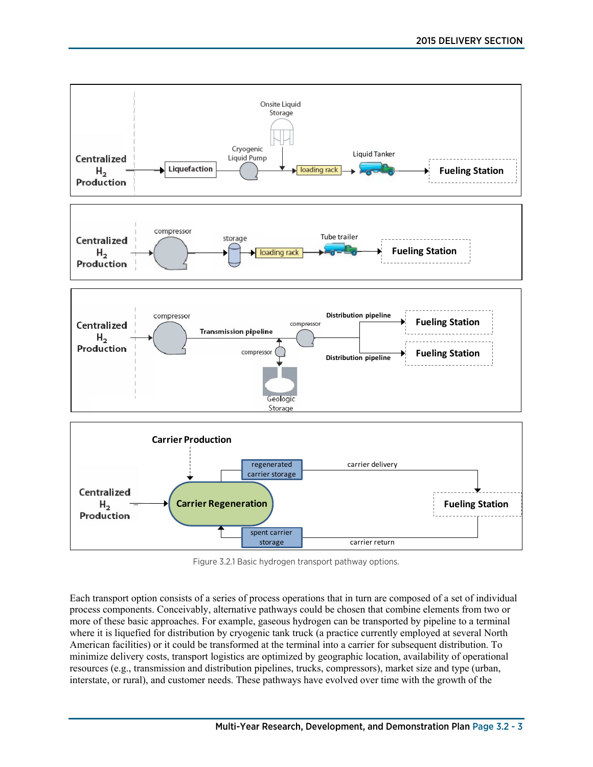Figure 3.2.1 Basic hydrogen transport pathway options.

Each transport option consists of a series of process operations that in turn are composed of a set of individual process components. Conceivably, alternative pathways could be chosen that combine elements from two or more of these basic approaches. For example, gaseous hydrogen can be transported by pipeline to a terminal where it is liquefied for distribution by cryogenic tank truck (a practice currently employed at several North American facilities) or it could be transformed at the terminal into a carrier for subsequent distribution. To minimize delivery costs, transport logistics are optimized by geographic location, availability of operational resources (e.g., transmission and distribution pipelines, trucks, compressors), market size and type (urban, interstate, or rural), and customer needs. These pathways have evolved over time with the growth of the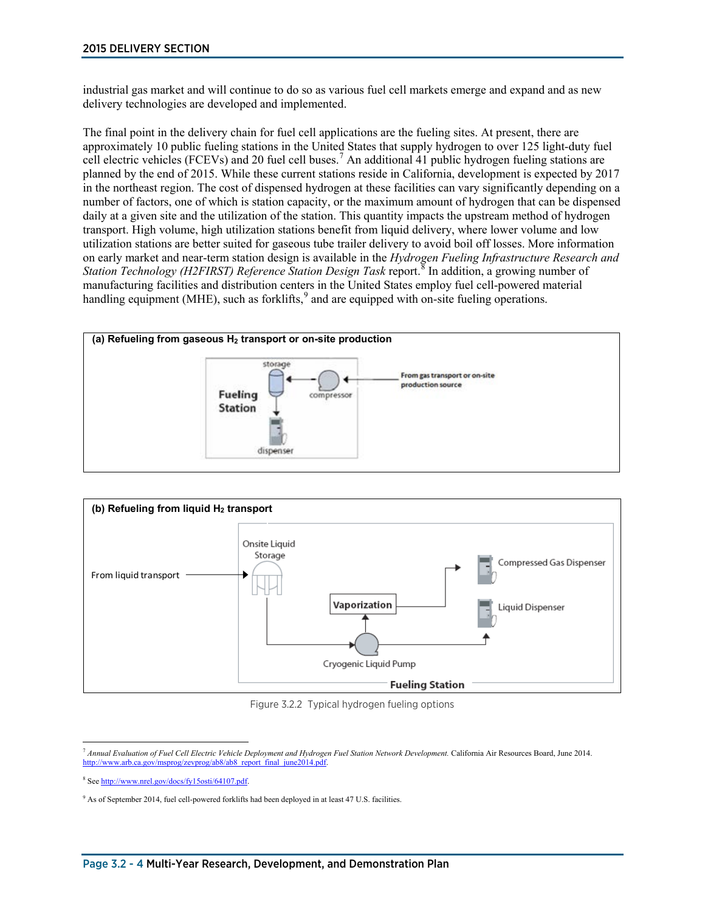industrial gas market and will continue to do so as various fuel cell markets emerge and expand and as new delivery technologies are developed and implemented.

The final point in the delivery chain for fuel cell applications are the fueling sites. At present, there are approximately 10 public fueling stations in the United States that supply hydrogen to over 125 light-duty fuel cell electric vehicles (FCEVs) and 20 fuel cell buses.[7] An additional 41 public hydrogen fueling stations are planned by the end of 2015. While these current stations reside in California, development is expected by 2017 in the northeast region. The cost of dispensed hydrogen at these facilities can vary significantly depending on a number of factors, one of which is station capacity, or the maximum amount of hydrogen that can be dispensed daily at a given site and the utilization of the station. This quantity impacts the upstream method of hydrogen transport. High volume, high utilization stations benefit from liquid delivery, where lower volume and low utilization stations are better suited for gaseous tube trailer delivery to avoid boil off losses. More information on early market and near-term station design is available in the *Hydrogen Fueling Infrastructure Research and Station Technology (H2FIRST) Reference Station Design Task* report.[8] In addition, a growing number of manufacturing facilities and distribution centers in the United States employ fuel cell-powered material handling equipment (MHE), such as forklifts,[9] and are equipped with on-site fueling operations.

**(a) Refueling from gaseous $H_2$ transport or on-site production**

Fueling Station — storage — compressor — dispenser — From gas transport or on-site production source

**(b) Refueling from liquid $H_2$ transport**

From liquid transport — Onsite Liquid Storage — Cryogenic Liquid Pump — Vaporization — Compressed Gas Dispenser — Liquid Dispenser — Fueling Station

Figure 3.2.2 Typical hydrogen fueling options

---

[7] *Annual Evaluation of Fuel Cell Electric Vehicle Deployment and Hydrogen Fuel Station Network Development.* California Air Resources Board, June 2014. http://www.arb.ca.gov/msprog/zevprog/ab8/ab8_report_final_june2014.pdf.

[8] See http://www.nrel.gov/docs/fy15osti/64107.pdf.

[9] As of September 2014, fuel cell-powered forklifts had been deployed in at least 47 U.S. facilities.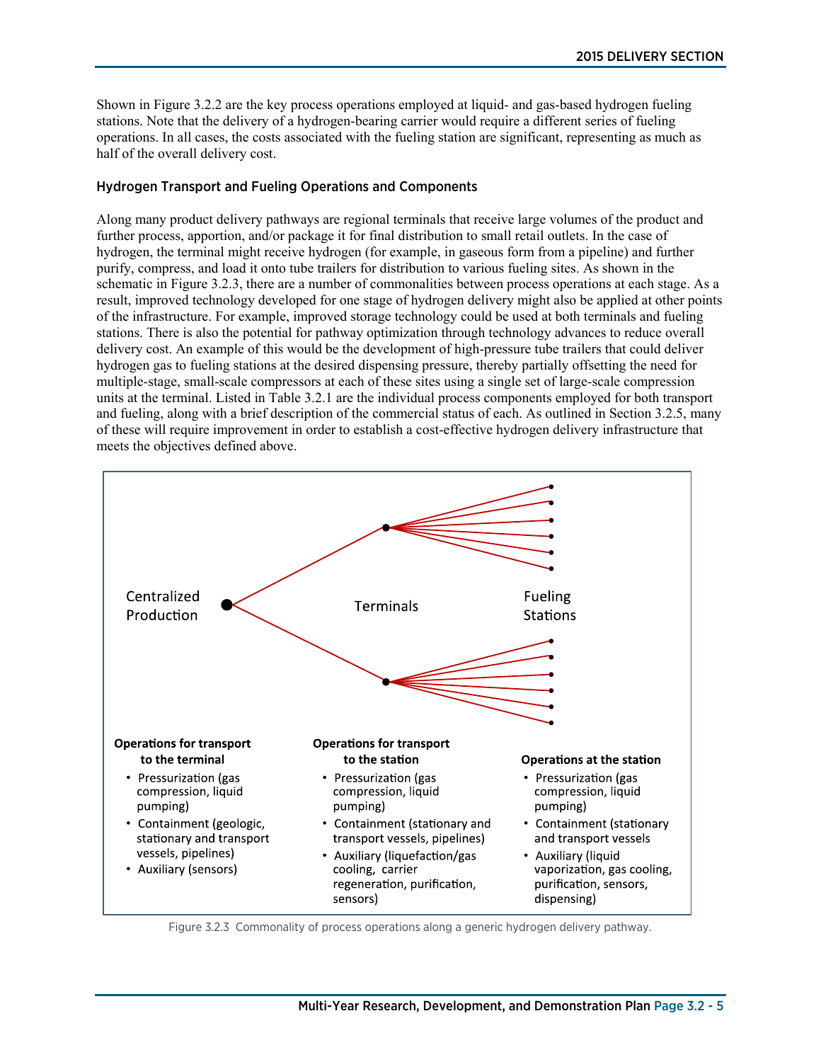Shown in Figure 3.2.2 are the key process operations employed at liquid- and gas-based hydrogen fueling stations. Note that the delivery of a hydrogen-bearing carrier would require a different series of fueling operations. In all cases, the costs associated with the fueling station are significant, representing as much as half of the overall delivery cost.

### Hydrogen Transport and Fueling Operations and Components

Along many product delivery pathways are regional terminals that receive large volumes of the product and further process, apportion, and/or package it for final distribution to small retail outlets. In the case of hydrogen, the terminal might receive hydrogen (for example, in gaseous form from a pipeline) and further purify, compress, and load it onto tube trailers for distribution to various fueling sites. As shown in the schematic in Figure 3.2.3, there are a number of commonalities between process operations at each stage. As a result, improved technology developed for one stage of hydrogen delivery might also be applied at other points of the infrastructure. For example, improved storage technology could be used at both terminals and fueling stations. There is also the potential for pathway optimization through technology advances to reduce overall delivery cost. An example of this would be the development of high-pressure tube trailers that could deliver hydrogen gas to fueling stations at the desired dispensing pressure, thereby partially offsetting the need for multiple-stage, small-scale compressors at each of these sites using a single set of large-scale compression units at the terminal. Listed in Table 3.2.1 are the individual process components employed for both transport and fueling, along with a brief description of the commercial status of each. As outlined in Section 3.2.5, many of these will require improvement in order to establish a cost-effective hydrogen delivery infrastructure that meets the objectives defined above.

Centralized Production — Terminals — Fueling Stations

**Operations for transport to the terminal**

- Pressurization (gas compression, liquid pumping)
- Containment (geologic, stationary and transport vessels, pipelines)
- Auxiliary (sensors)

**Operations for transport to the station**

- Pressurization (gas compression, liquid pumping)
- Containment (stationary and transport vessels, pipelines)
- Auxiliary (liquefaction/gas cooling, carrier regeneration, purification, sensors)

**Operations at the station**

- Pressurization (gas compression, liquid pumping)
- Containment (stationary and transport vessels
- Auxiliary (liquid vaporization, gas cooling, purification, sensors, dispensing)

Figure 3.2.3 Commonality of process operations along a generic hydrogen delivery pathway.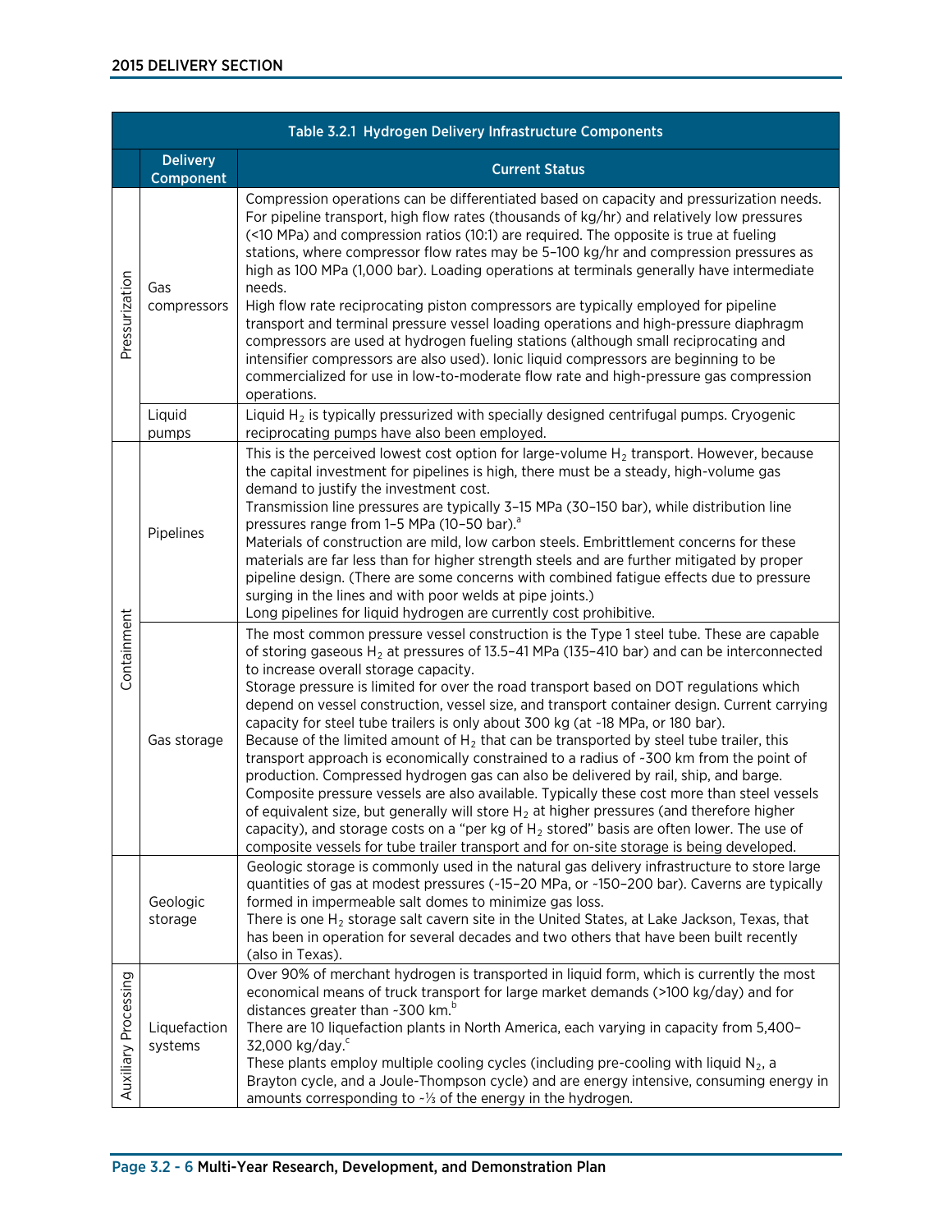| Table 3.2.1 Hydrogen Delivery Infrastructure Components | | |
|---|---|---|
| | **Delivery Component** | **Current Status** |
| Pressurization | Gas compressors | Compression operations can be differentiated based on capacity and pressurization needs. For pipeline transport, high flow rates (thousands of kg/hr) and relatively low pressures (<10 MPa) and compression ratios (10:1) are required. The opposite is true at fueling stations, where compressor flow rates may be 5–100 kg/hr and compression pressures as high as 100 MPa (1,000 bar). Loading operations at terminals generally have intermediate needs.<br>High flow rate reciprocating piston compressors are typically employed for pipeline transport and terminal pressure vessel loading operations and high-pressure diaphragm compressors are used at hydrogen fueling stations (although small reciprocating and intensifier compressors are also used). Ionic liquid compressors are beginning to be commercialized for use in low-to-moderate flow rate and high-pressure gas compression operations. |
| | Liquid pumps | Liquid $H_2$ is typically pressurized with specially designed centrifugal pumps. Cryogenic reciprocating pumps have also been employed. |
| Containment | Pipelines | This is the perceived lowest cost option for large-volume $H_2$ transport. However, because the capital investment for pipelines is high, there must be a steady, high-volume gas demand to justify the investment cost.<br>Transmission line pressures are typically 3–15 MPa (30–150 bar), while distribution line pressures range from 1–5 MPa (10–50 bar).[a]<br>Materials of construction are mild, low carbon steels. Embrittlement concerns for these materials are far less than for higher strength steels and are further mitigated by proper pipeline design. (There are some concerns with combined fatigue effects due to pressure surging in the lines and with poor welds at pipe joints.)<br>Long pipelines for liquid hydrogen are currently cost prohibitive. |
| | Gas storage | The most common pressure vessel construction is the Type 1 steel tube. These are capable of storing gaseous $H_2$ at pressures of 13.5–41 MPa (135–410 bar) and can be interconnected to increase overall storage capacity.<br>Storage pressure is limited for over the road transport based on DOT regulations which depend on vessel construction, vessel size, and transport container design. Current carrying capacity for steel tube trailers is only about 300 kg (at ~18 MPa, or 180 bar).<br>Because of the limited amount of $H_2$ that can be transported by steel tube trailer, this transport approach is economically constrained to a radius of ~300 km from the point of production. Compressed hydrogen gas can also be delivered by rail, ship, and barge.<br>Composite pressure vessels are also available. Typically these cost more than steel vessels of equivalent size, but generally will store $H_2$ at higher pressures (and therefore higher capacity), and storage costs on a "per kg of $H_2$ stored" basis are often lower. The use of composite vessels for tube trailer transport and for on-site storage is being developed. |
| | Geologic storage | Geologic storage is commonly used in the natural gas delivery infrastructure to store large quantities of gas at modest pressures (~15–20 MPa, or ~150–200 bar). Caverns are typically formed in impermeable salt domes to minimize gas loss.<br>There is one $H_2$ storage salt cavern site in the United States, at Lake Jackson, Texas, that has been in operation for several decades and two others that have been built recently (also in Texas). |
| Auxiliary Processing | Liquefaction systems | Over 90% of merchant hydrogen is transported in liquid form, which is currently the most economical means of truck transport for large market demands (>100 kg/day) and for distances greater than ~300 km.[b]<br>There are 10 liquefaction plants in North America, each varying in capacity from 5,400–32,000 kg/day.[c]<br>These plants employ multiple cooling cycles (including pre-cooling with liquid $N_2$, a Brayton cycle, and a Joule-Thompson cycle) and are energy intensive, consuming energy in amounts corresponding to ~⅓ of the energy in the hydrogen. |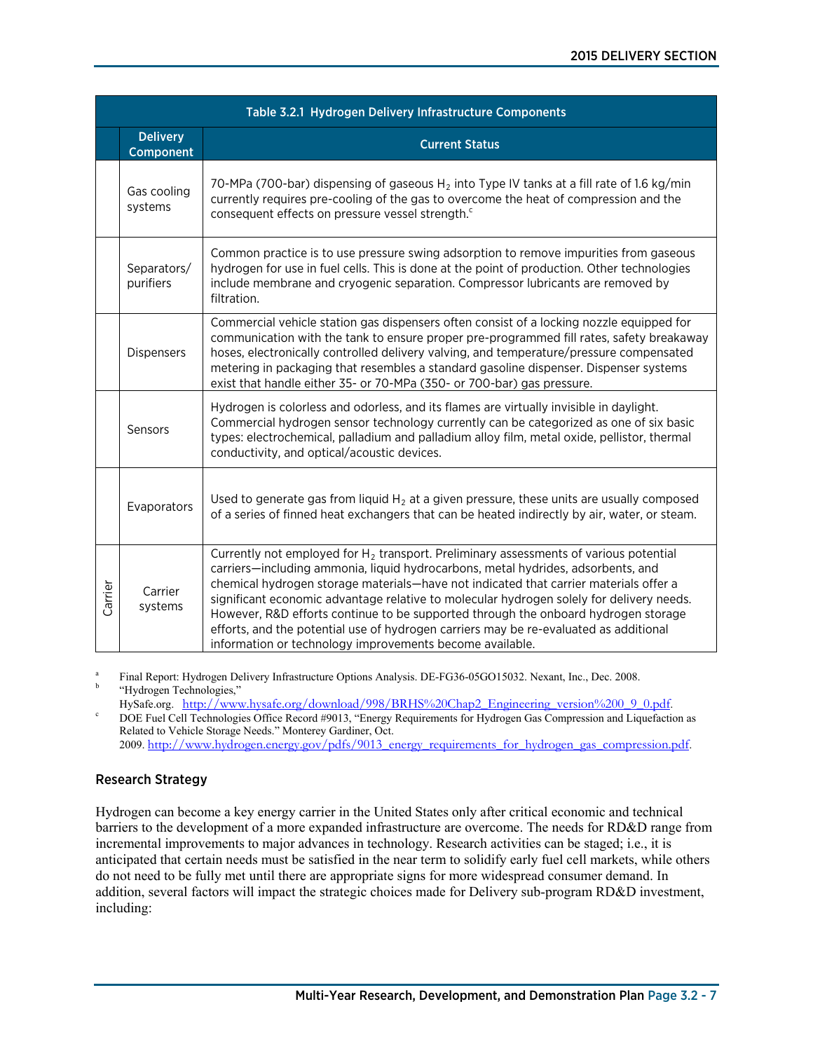| Table 3.2.1 Hydrogen Delivery Infrastructure Components | | |
|---|---|---|
| | **Delivery Component** | **Current Status** |
| | Gas cooling systems | 70-MPa (700-bar) dispensing of gaseous $H_2$ into Type IV tanks at a fill rate of 1.6 kg/min currently requires pre-cooling of the gas to overcome the heat of compression and the consequent effects on pressure vessel strength.[c] |
| | Separators/ purifiers | Common practice is to use pressure swing adsorption to remove impurities from gaseous hydrogen for use in fuel cells. This is done at the point of production. Other technologies include membrane and cryogenic separation. Compressor lubricants are removed by filtration. |
| | Dispensers | Commercial vehicle station gas dispensers often consist of a locking nozzle equipped for communication with the tank to ensure proper pre-programmed fill rates, safety breakaway hoses, electronically controlled delivery valving, and temperature/pressure compensated metering in packaging that resembles a standard gasoline dispenser. Dispenser systems exist that handle either 35- or 70-MPa (350- or 700-bar) gas pressure. |
| | Sensors | Hydrogen is colorless and odorless, and its flames are virtually invisible in daylight. Commercial hydrogen sensor technology currently can be categorized as one of six basic types: electrochemical, palladium and palladium alloy film, metal oxide, pellistor, thermal conductivity, and optical/acoustic devices. |
| | Evaporators | Used to generate gas from liquid $H_2$ at a given pressure, these units are usually composed of a series of finned heat exchangers that can be heated indirectly by air, water, or steam. |
| Carrier | Carrier systems | Currently not employed for $H_2$ transport. Preliminary assessments of various potential carriers—including ammonia, liquid hydrocarbons, metal hydrides, adsorbents, and chemical hydrogen storage materials—have not indicated that carrier materials offer a significant economic advantage relative to molecular hydrogen solely for delivery needs. However, R&D efforts continue to be supported through the onboard hydrogen storage efforts, and the potential use of hydrogen carriers may be re-evaluated as additional information or technology improvements become available. |

[a] Final Report: Hydrogen Delivery Infrastructure Options Analysis. DE-FG36-05GO15032. Nexant, Inc., Dec. 2008.

[b] "Hydrogen Technologies," HySafe.org. http://www.hysafe.org/download/998/BRHS%20Chap2_Engineering_version%200_9_0.pdf.

[c] DOE Fuel Cell Technologies Office Record #9013, "Energy Requirements for Hydrogen Gas Compression and Liquefaction as Related to Vehicle Storage Needs." Monterey Gardiner, Oct. 2009. http://www.hydrogen.energy.gov/pdfs/9013_energy_requirements_for_hydrogen_gas_compression.pdf.

### Research Strategy

Hydrogen can become a key energy carrier in the United States only after critical economic and technical barriers to the development of a more expanded infrastructure are overcome. The needs for RD&D range from incremental improvements to major advances in technology. Research activities can be staged; i.e., it is anticipated that certain needs must be satisfied in the near term to solidify early fuel cell markets, while others do not need to be fully met until there are appropriate signs for more widespread consumer demand. In addition, several factors will impact the strategic choices made for Delivery sub-program RD&D investment, including: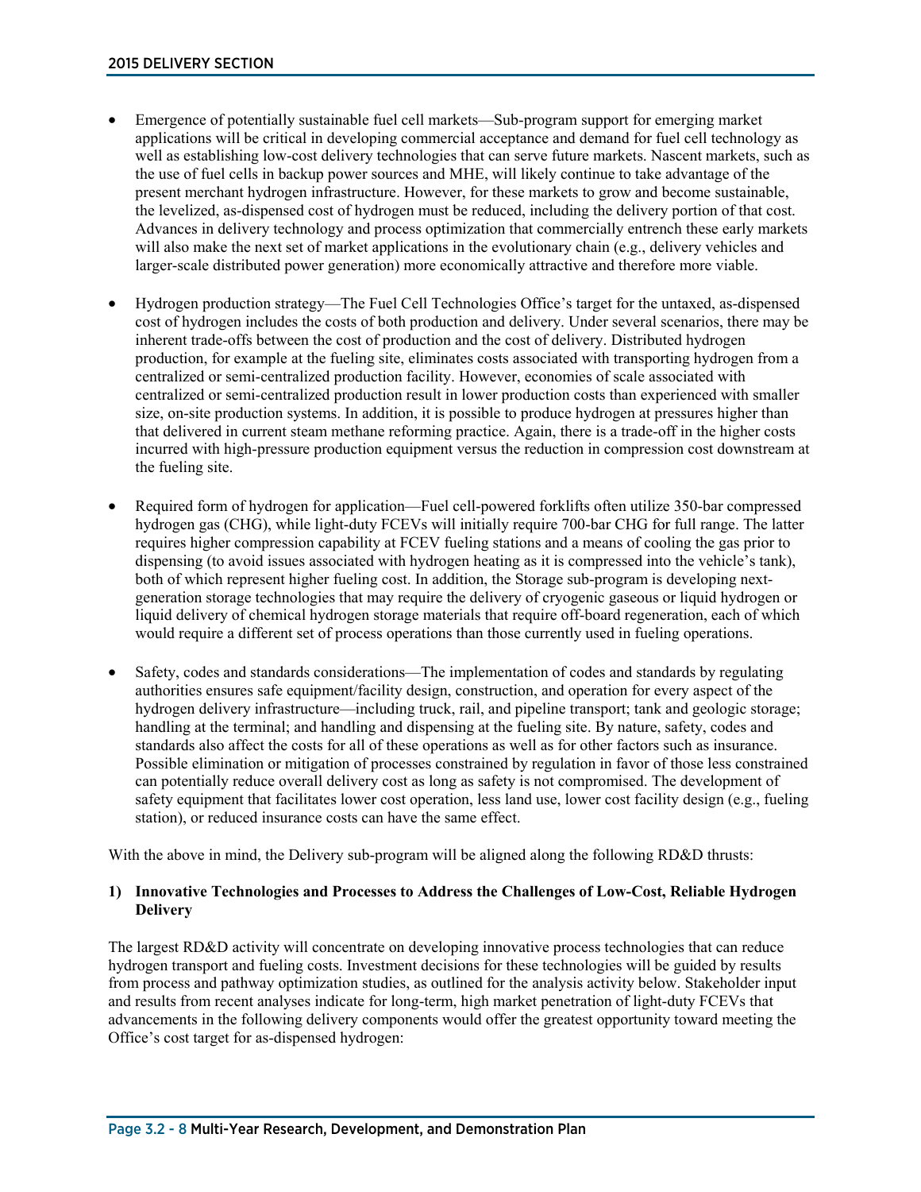- Emergence of potentially sustainable fuel cell markets—Sub-program support for emerging market applications will be critical in developing commercial acceptance and demand for fuel cell technology as well as establishing low-cost delivery technologies that can serve future markets. Nascent markets, such as the use of fuel cells in backup power sources and MHE, will likely continue to take advantage of the present merchant hydrogen infrastructure. However, for these markets to grow and become sustainable, the levelized, as-dispensed cost of hydrogen must be reduced, including the delivery portion of that cost. Advances in delivery technology and process optimization that commercially entrench these early markets will also make the next set of market applications in the evolutionary chain (e.g., delivery vehicles and larger-scale distributed power generation) more economically attractive and therefore more viable.

- Hydrogen production strategy—The Fuel Cell Technologies Office's target for the untaxed, as-dispensed cost of hydrogen includes the costs of both production and delivery. Under several scenarios, there may be inherent trade-offs between the cost of production and the cost of delivery. Distributed hydrogen production, for example at the fueling site, eliminates costs associated with transporting hydrogen from a centralized or semi-centralized production facility. However, economies of scale associated with centralized or semi-centralized production result in lower production costs than experienced with smaller size, on-site production systems. In addition, it is possible to produce hydrogen at pressures higher than that delivered in current steam methane reforming practice. Again, there is a trade-off in the higher costs incurred with high-pressure production equipment versus the reduction in compression cost downstream at the fueling site.

- Required form of hydrogen for application—Fuel cell-powered forklifts often utilize 350-bar compressed hydrogen gas (CHG), while light-duty FCEVs will initially require 700-bar CHG for full range. The latter requires higher compression capability at FCEV fueling stations and a means of cooling the gas prior to dispensing (to avoid issues associated with hydrogen heating as it is compressed into the vehicle's tank), both of which represent higher fueling cost. In addition, the Storage sub-program is developing next-generation storage technologies that may require the delivery of cryogenic gaseous or liquid hydrogen or liquid delivery of chemical hydrogen storage materials that require off-board regeneration, each of which would require a different set of process operations than those currently used in fueling operations.

- Safety, codes and standards considerations—The implementation of codes and standards by regulating authorities ensures safe equipment/facility design, construction, and operation for every aspect of the hydrogen delivery infrastructure—including truck, rail, and pipeline transport; tank and geologic storage; handling at the terminal; and handling and dispensing at the fueling site. By nature, safety, codes and standards also affect the costs for all of these operations as well as for other factors such as insurance. Possible elimination or mitigation of processes constrained by regulation in favor of those less constrained can potentially reduce overall delivery cost as long as safety is not compromised. The development of safety equipment that facilitates lower cost operation, less land use, lower cost facility design (e.g., fueling station), or reduced insurance costs can have the same effect.

With the above in mind, the Delivery sub-program will be aligned along the following RD&D thrusts:

**1) Innovative Technologies and Processes to Address the Challenges of Low-Cost, Reliable Hydrogen Delivery**

The largest RD&D activity will concentrate on developing innovative process technologies that can reduce hydrogen transport and fueling costs. Investment decisions for these technologies will be guided by results from process and pathway optimization studies, as outlined for the analysis activity below. Stakeholder input and results from recent analyses indicate for long-term, high market penetration of light-duty FCEVs that advancements in the following delivery components would offer the greatest opportunity toward meeting the Office's cost target for as-dispensed hydrogen: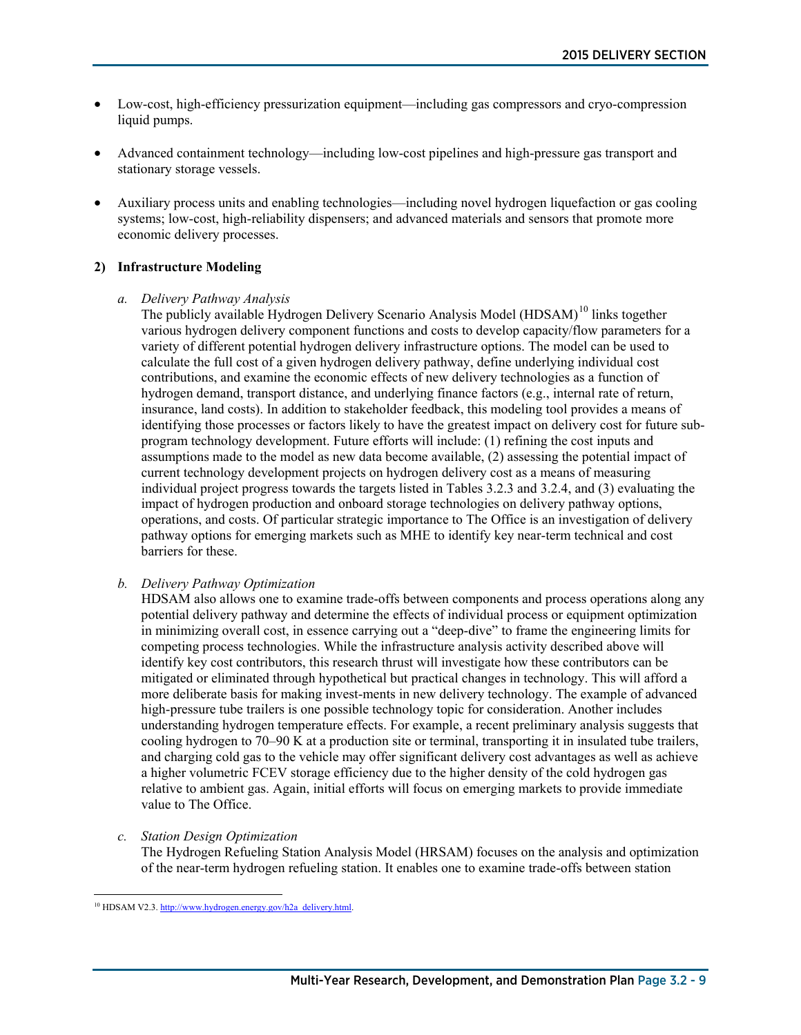- Low-cost, high-efficiency pressurization equipment—including gas compressors and cryo-compression liquid pumps.
- Advanced containment technology—including low-cost pipelines and high-pressure gas transport and stationary storage vessels.
- Auxiliary process units and enabling technologies—including novel hydrogen liquefaction or gas cooling systems; low-cost, high-reliability dispensers; and advanced materials and sensors that promote more economic delivery processes.

**2) Infrastructure Modeling**

*a. Delivery Pathway Analysis*

The publicly available Hydrogen Delivery Scenario Analysis Model (HDSAM)[10] links together various hydrogen delivery component functions and costs to develop capacity/flow parameters for a variety of different potential hydrogen delivery infrastructure options. The model can be used to calculate the full cost of a given hydrogen delivery pathway, define underlying individual cost contributions, and examine the economic effects of new delivery technologies as a function of hydrogen demand, transport distance, and underlying finance factors (e.g., internal rate of return, insurance, land costs). In addition to stakeholder feedback, this modeling tool provides a means of identifying those processes or factors likely to have the greatest impact on delivery cost for future sub-program technology development. Future efforts will include: (1) refining the cost inputs and assumptions made to the model as new data become available, (2) assessing the potential impact of current technology development projects on hydrogen delivery cost as a means of measuring individual project progress towards the targets listed in Tables 3.2.3 and 3.2.4, and (3) evaluating the impact of hydrogen production and onboard storage technologies on delivery pathway options, operations, and costs. Of particular strategic importance to The Office is an investigation of delivery pathway options for emerging markets such as MHE to identify key near-term technical and cost barriers for these.

*b. Delivery Pathway Optimization*

HDSAM also allows one to examine trade-offs between components and process operations along any potential delivery pathway and determine the effects of individual process or equipment optimization in minimizing overall cost, in essence carrying out a "deep-dive" to frame the engineering limits for competing process technologies. While the infrastructure analysis activity described above will identify key cost contributors, this research thrust will investigate how these contributors can be mitigated or eliminated through hypothetical but practical changes in technology. This will afford a more deliberate basis for making invest-ments in new delivery technology. The example of advanced high-pressure tube trailers is one possible technology topic for consideration. Another includes understanding hydrogen temperature effects. For example, a recent preliminary analysis suggests that cooling hydrogen to 70–90 K at a production site or terminal, transporting it in insulated tube trailers, and charging cold gas to the vehicle may offer significant delivery cost advantages as well as achieve a higher volumetric FCEV storage efficiency due to the higher density of the cold hydrogen gas relative to ambient gas. Again, initial efforts will focus on emerging markets to provide immediate value to The Office.

*c. Station Design Optimization*

The Hydrogen Refueling Station Analysis Model (HRSAM) focuses on the analysis and optimization of the near-term hydrogen refueling station. It enables one to examine trade-offs between station

[10] HDSAM V2.3. http://www.hydrogen.energy.gov/h2a_delivery.html.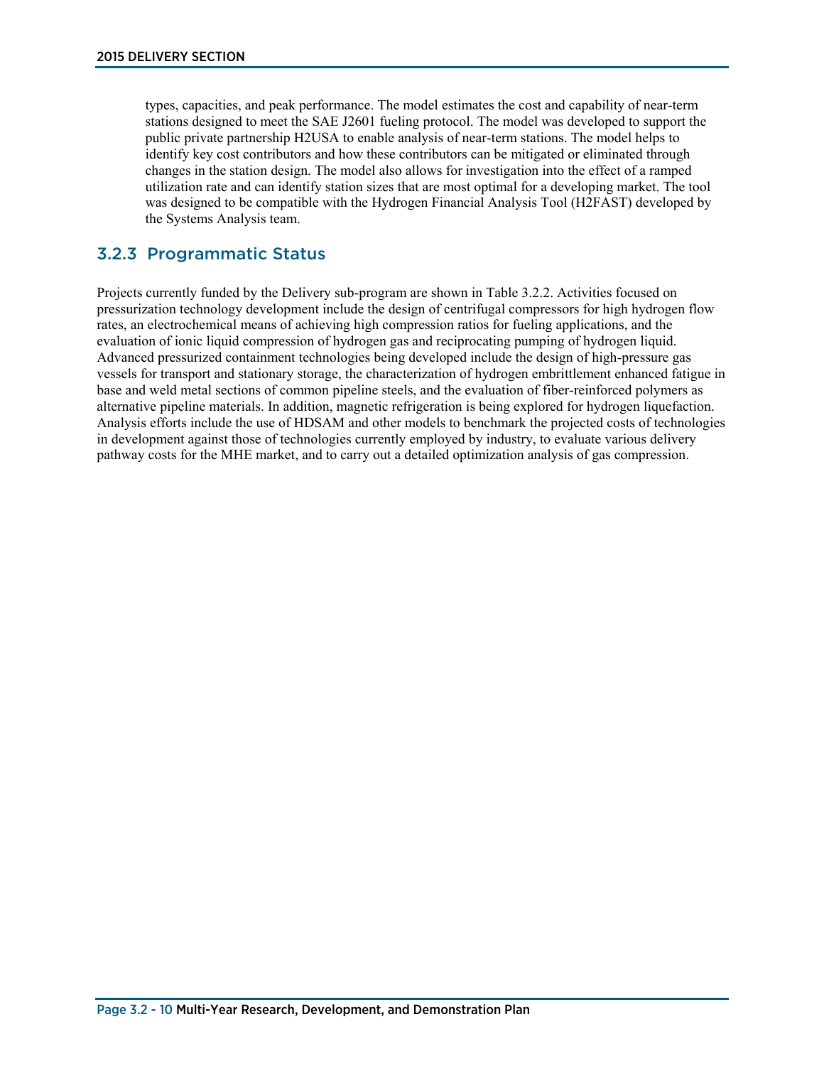types, capacities, and peak performance. The model estimates the cost and capability of near-term stations designed to meet the SAE J2601 fueling protocol. The model was developed to support the public private partnership H2USA to enable analysis of near-term stations. The model helps to identify key cost contributors and how these contributors can be mitigated or eliminated through changes in the station design. The model also allows for investigation into the effect of a ramped utilization rate and can identify station sizes that are most optimal for a developing market. The tool was designed to be compatible with the Hydrogen Financial Analysis Tool (H2FAST) developed by the Systems Analysis team.

## 3.2.3 Programmatic Status

Projects currently funded by the Delivery sub-program are shown in Table 3.2.2. Activities focused on pressurization technology development include the design of centrifugal compressors for high hydrogen flow rates, an electrochemical means of achieving high compression ratios for fueling applications, and the evaluation of ionic liquid compression of hydrogen gas and reciprocating pumping of hydrogen liquid. Advanced pressurized containment technologies being developed include the design of high-pressure gas vessels for transport and stationary storage, the characterization of hydrogen embrittlement enhanced fatigue in base and weld metal sections of common pipeline steels, and the evaluation of fiber-reinforced polymers as alternative pipeline materials. In addition, magnetic refrigeration is being explored for hydrogen liquefaction. Analysis efforts include the use of HDSAM and other models to benchmark the projected costs of technologies in development against those of technologies currently employed by industry, to evaluate various delivery pathway costs for the MHE market, and to carry out a detailed optimization analysis of gas compression.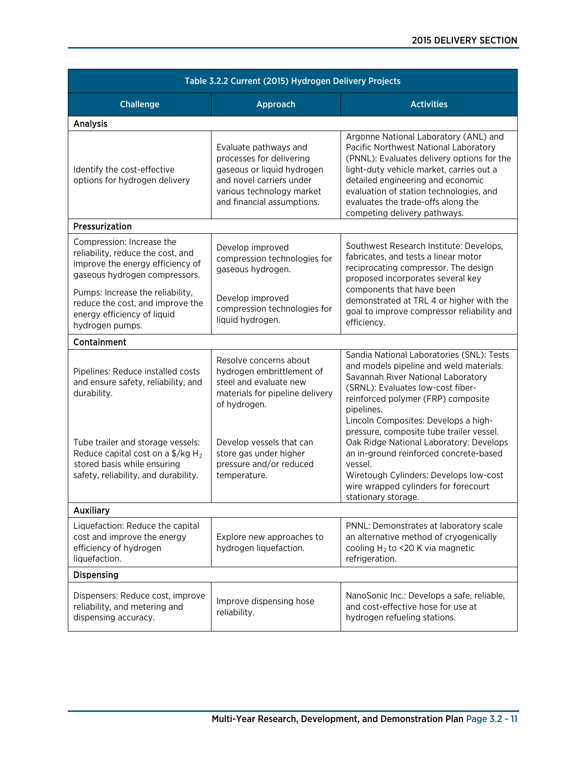| Table 3.2.2 Current (2015) Hydrogen Delivery Projects | | |
|---|---|---|
| **Challenge** | **Approach** | **Activities** |
| **Analysis** | | |
| Identify the cost-effective options for hydrogen delivery | Evaluate pathways and processes for delivering gaseous or liquid hydrogen and novel carriers under various technology market and financial assumptions. | Argonne National Laboratory (ANL) and Pacific Northwest National Laboratory (PNNL): Evaluates delivery options for the light-duty vehicle market, carries out a detailed engineering and economic evaluation of station technologies, and evaluates the trade-offs along the competing delivery pathways. |
| **Pressurization** | | |
| Compression: Increase the reliability, reduce the cost, and improve the energy efficiency of gaseous hydrogen compressors. | Develop improved compression technologies for gaseous hydrogen. | Southwest Research Institute: Develops, fabricates, and tests a linear motor reciprocating compressor. The design proposed incorporates several key components that have been demonstrated at TRL 4 or higher with the goal to improve compressor reliability and efficiency. |
| Pumps: Increase the reliability, reduce the cost, and improve the energy efficiency of liquid hydrogen pumps. | Develop improved compression technologies for liquid hydrogen. | |
| **Containment** | | |
| Pipelines: Reduce installed costs and ensure safety, reliability, and durability. | Resolve concerns about hydrogen embrittlement of steel and evaluate new materials for pipeline delivery of hydrogen. | Sandia National Laboratories (SNL): Tests and models pipeline and weld materials. Savannah River National Laboratory (SRNL): Evaluates low-cost fiber-reinforced polymer (FRP) composite pipelines. |
| Tube trailer and storage vessels: Reduce capital cost on a $/kg $H_2$ stored basis while ensuring safety, reliability, and durability. | Develop vessels that can store gas under higher pressure and/or reduced temperature. | Lincoln Composites: Develops a high-pressure, composite tube trailer vessel. Oak Ridge National Laboratory: Develops an in-ground reinforced concrete-based vessel. Wiretough Cylinders: Develops low-cost wire wrapped cylinders for forecourt stationary storage. |
| **Auxiliary** | | |
| Liquefaction: Reduce the capital cost and improve the energy efficiency of hydrogen liquefaction. | Explore new approaches to hydrogen liquefaction. | PNNL: Demonstrates at laboratory scale an alternative method of cryogenically cooling $H_2$ to <20 K via magnetic refrigeration. |
| **Dispensing** | | |
| Dispensers: Reduce cost, improve reliability, and metering and dispensing accuracy. | Improve dispensing hose reliability. | NanoSonic Inc.: Develops a safe, reliable, and cost-effective hose for use at hydrogen refueling stations. |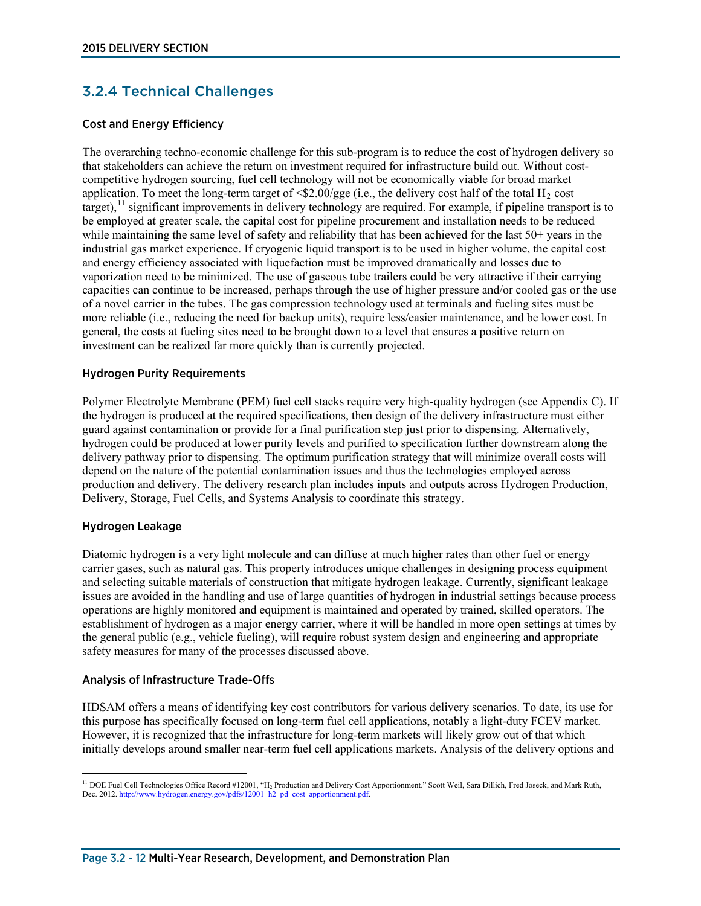## 3.2.4 Technical Challenges

### Cost and Energy Efficiency

The overarching techno-economic challenge for this sub-program is to reduce the cost of hydrogen delivery so that stakeholders can achieve the return on investment required for infrastructure build out. Without cost-competitive hydrogen sourcing, fuel cell technology will not be economically viable for broad market application. To meet the long-term target of <$2.00/gge (i.e., the delivery cost half of the total $H_2$ cost target),[11] significant improvements in delivery technology are required. For example, if pipeline transport is to be employed at greater scale, the capital cost for pipeline procurement and installation needs to be reduced while maintaining the same level of safety and reliability that has been achieved for the last 50+ years in the industrial gas market experience. If cryogenic liquid transport is to be used in higher volume, the capital cost and energy efficiency associated with liquefaction must be improved dramatically and losses due to vaporization need to be minimized. The use of gaseous tube trailers could be very attractive if their carrying capacities can continue to be increased, perhaps through the use of higher pressure and/or cooled gas or the use of a novel carrier in the tubes. The gas compression technology used at terminals and fueling sites must be more reliable (i.e., reducing the need for backup units), require less/easier maintenance, and be lower cost. In general, the costs at fueling sites need to be brought down to a level that ensures a positive return on investment can be realized far more quickly than is currently projected.

### Hydrogen Purity Requirements

Polymer Electrolyte Membrane (PEM) fuel cell stacks require very high-quality hydrogen (see Appendix C). If the hydrogen is produced at the required specifications, then design of the delivery infrastructure must either guard against contamination or provide for a final purification step just prior to dispensing. Alternatively, hydrogen could be produced at lower purity levels and purified to specification further downstream along the delivery pathway prior to dispensing. The optimum purification strategy that will minimize overall costs will depend on the nature of the potential contamination issues and thus the technologies employed across production and delivery. The delivery research plan includes inputs and outputs across Hydrogen Production, Delivery, Storage, Fuel Cells, and Systems Analysis to coordinate this strategy.

### Hydrogen Leakage

Diatomic hydrogen is a very light molecule and can diffuse at much higher rates than other fuel or energy carrier gases, such as natural gas. This property introduces unique challenges in designing process equipment and selecting suitable materials of construction that mitigate hydrogen leakage. Currently, significant leakage issues are avoided in the handling and use of large quantities of hydrogen in industrial settings because process operations are highly monitored and equipment is maintained and operated by trained, skilled operators. The establishment of hydrogen as a major energy carrier, where it will be handled in more open settings at times by the general public (e.g., vehicle fueling), will require robust system design and engineering and appropriate safety measures for many of the processes discussed above.

### Analysis of Infrastructure Trade-Offs

HDSAM offers a means of identifying key cost contributors for various delivery scenarios. To date, its use for this purpose has specifically focused on long-term fuel cell applications, notably a light-duty FCEV market. However, it is recognized that the infrastructure for long-term markets will likely grow out of that which initially develops around smaller near-term fuel cell applications markets. Analysis of the delivery options and

[11] DOE Fuel Cell Technologies Office Record #12001, "$H_2$ Production and Delivery Cost Apportionment." Scott Weil, Sara Dillich, Fred Joseck, and Mark Ruth, Dec. 2012. http://www.hydrogen.energy.gov/pdfs/12001_h2_pd_cost_apportionment.pdf.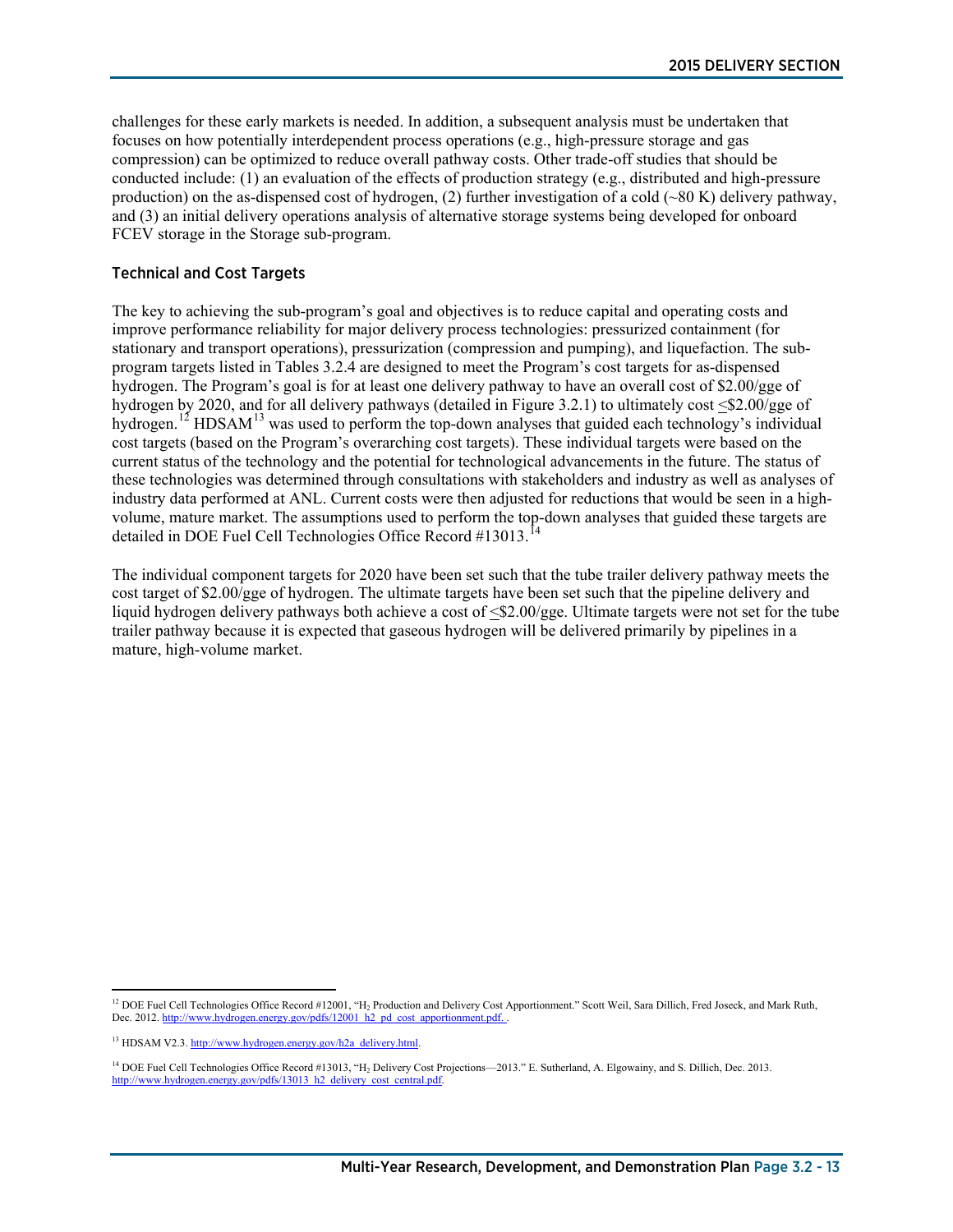challenges for these early markets is needed. In addition, a subsequent analysis must be undertaken that focuses on how potentially interdependent process operations (e.g., high-pressure storage and gas compression) can be optimized to reduce overall pathway costs. Other trade-off studies that should be conducted include: (1) an evaluation of the effects of production strategy (e.g., distributed and high-pressure production) on the as-dispensed cost of hydrogen, (2) further investigation of a cold (~80 K) delivery pathway, and (3) an initial delivery operations analysis of alternative storage systems being developed for onboard FCEV storage in the Storage sub-program.

### Technical and Cost Targets

The key to achieving the sub-program's goal and objectives is to reduce capital and operating costs and improve performance reliability for major delivery process technologies: pressurized containment (for stationary and transport operations), pressurization (compression and pumping), and liquefaction. The sub-program targets listed in Tables 3.2.4 are designed to meet the Program's cost targets for as-dispensed hydrogen. The Program's goal is for at least one delivery pathway to have an overall cost of \$2.00/gge of hydrogen by 2020, and for all delivery pathways (detailed in Figure 3.2.1) to ultimately cost ≤\$2.00/gge of hydrogen.[12] HDSAM[13] was used to perform the top-down analyses that guided each technology's individual cost targets (based on the Program's overarching cost targets). These individual targets were based on the current status of the technology and the potential for technological advancements in the future. The status of these technologies was determined through consultations with stakeholders and industry as well as analyses of industry data performed at ANL. Current costs were then adjusted for reductions that would be seen in a high-volume, mature market. The assumptions used to perform the top-down analyses that guided these targets are detailed in DOE Fuel Cell Technologies Office Record #13013.[14]

The individual component targets for 2020 have been set such that the tube trailer delivery pathway meets the cost target of \$2.00/gge of hydrogen. The ultimate targets have been set such that the pipeline delivery and liquid hydrogen delivery pathways both achieve a cost of ≤\$2.00/gge. Ultimate targets were not set for the tube trailer pathway because it is expected that gaseous hydrogen will be delivered primarily by pipelines in a mature, high-volume market.

---

[12] DOE Fuel Cell Technologies Office Record #12001, "$H_2$ Production and Delivery Cost Apportionment." Scott Weil, Sara Dillich, Fred Joseck, and Mark Ruth, Dec. 2012. http://www.hydrogen.energy.gov/pdfs/12001_h2_pd_cost_apportionment.pdf.

[13] HDSAM V2.3. http://www.hydrogen.energy.gov/h2a_delivery.html.

[14] DOE Fuel Cell Technologies Office Record #13013, "$H_2$ Delivery Cost Projections—2013." E. Sutherland, A. Elgowainy, and S. Dillich, Dec. 2013. http://www.hydrogen.energy.gov/pdfs/13013_h2_delivery_cost_central.pdf.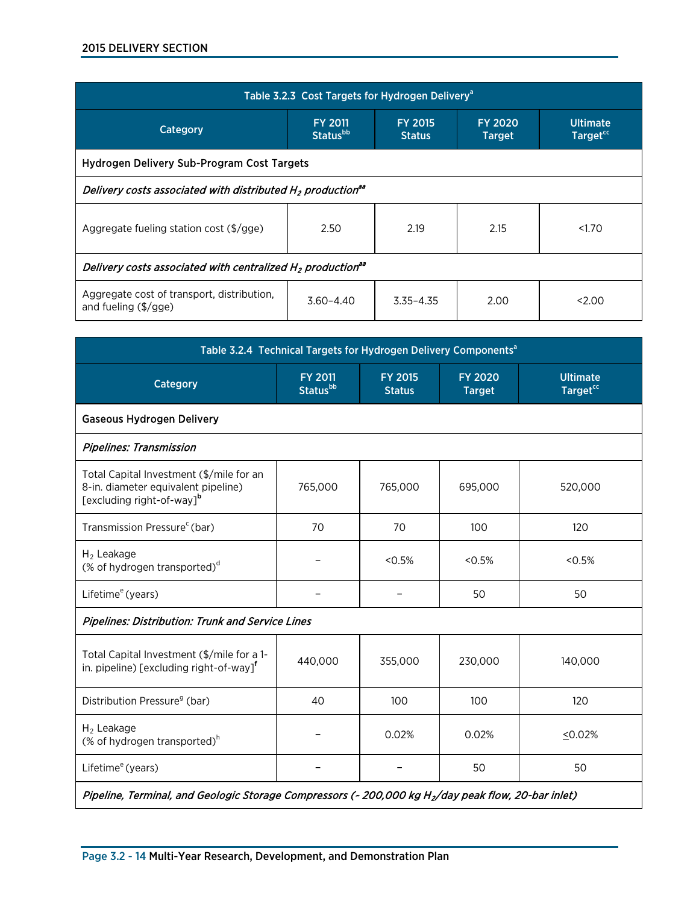| Table 3.2.3 Cost Targets for Hydrogen Delivery[a] | | | | |
|---|---|---|---|---|
| Category | FY 2011 Status[bb] | FY 2015 Status | FY 2020 Target | Ultimate Target[cc] |
| **Hydrogen Delivery Sub-Program Cost Targets** | | | | |
| *Delivery costs associated with distributed $H_2$ production[aa]* | | | | |
| Aggregate fueling station cost ($/gge) | 2.50 | 2.19 | 2.15 | <1.70 |
| *Delivery costs associated with centralized $H_2$ production[aa]* | | | | |
| Aggregate cost of transport, distribution, and fueling ($/gge) | 3.60–4.40 | 3.35–4.35 | 2.00 | <2.00 |

| Table 3.2.4 Technical Targets for Hydrogen Delivery Components[a] | | | | |
|---|---|---|---|---|
| Category | FY 2011 Status[bb] | FY 2015 Status | FY 2020 Target | Ultimate Target[cc] |
| **Gaseous Hydrogen Delivery** | | | | |
| *Pipelines: Transmission* | | | | |
| Total Capital Investment ($/mile for an 8-in. diameter equivalent pipeline) [excluding right-of-way][b] | 765,000 | 765,000 | 695,000 | 520,000 |
| Transmission Pressure[c] (bar) | 70 | 70 | 100 | 120 |
| $H_2$ Leakage (% of hydrogen transported)[d] | – | <0.5% | <0.5% | <0.5% |
| Lifetime[e] (years) | – | – | 50 | 50 |
| *Pipelines: Distribution: Trunk and Service Lines* | | | | |
| Total Capital Investment ($/mile for a 1-in. pipeline) [excluding right-of-way][f] | 440,000 | 355,000 | 230,000 | 140,000 |
| Distribution Pressure[g] (bar) | 40 | 100 | 100 | 120 |
| $H_2$ Leakage (% of hydrogen transported)[h] | – | 0.02% | 0.02% | ≤0.02% |
| Lifetime[e] (years) | – | – | 50 | 50 |
| *Pipeline, Terminal, and Geologic Storage Compressors (~ 200,000 kg $H_2$/day peak flow, 20-bar inlet)* | | | | |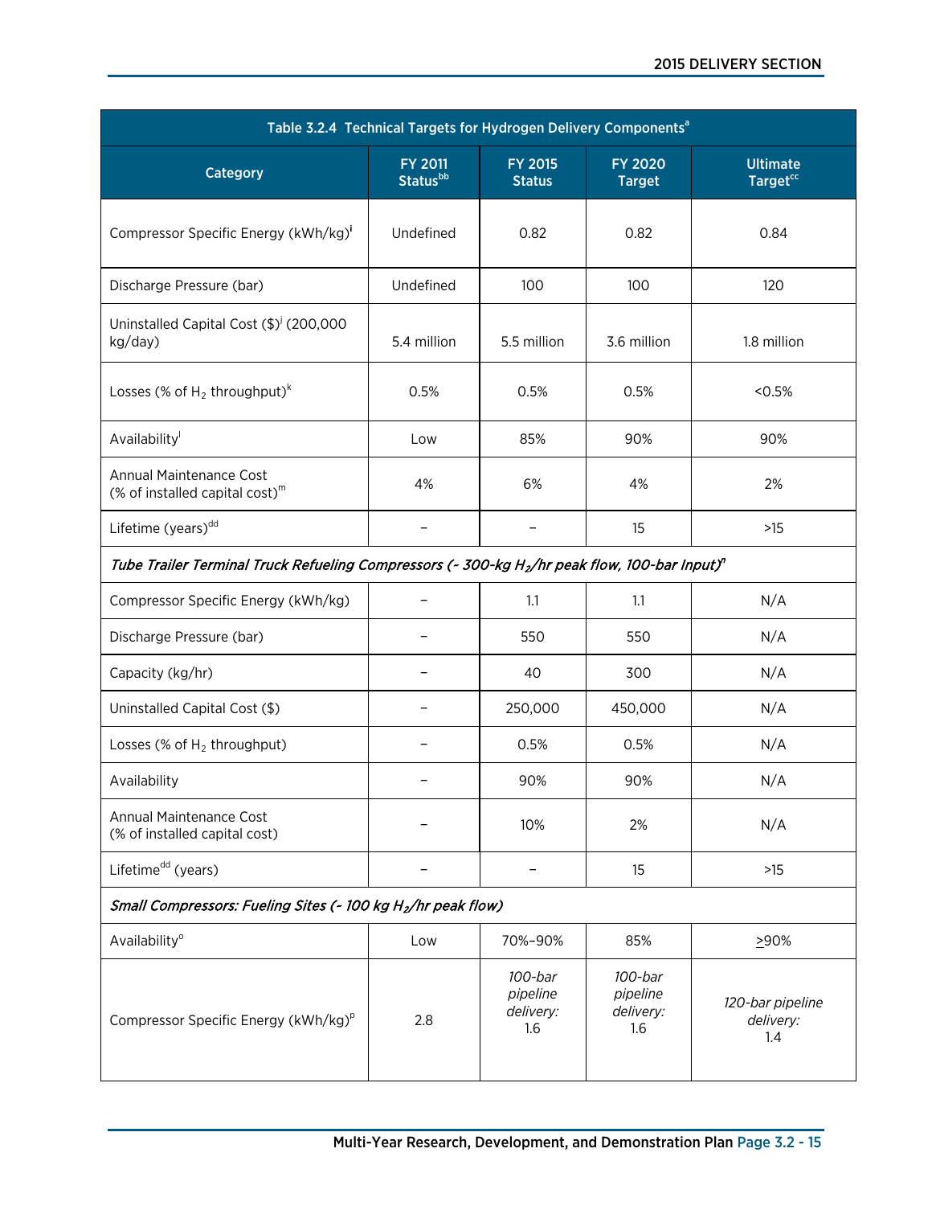| Table 3.2.4 Technical Targets for Hydrogen Delivery Components[a] | | | | |
|---|---|---|---|---|
| Category | FY 2011 Status[bb] | FY 2015 Status | FY 2020 Target | Ultimate Target[cc] |
| Compressor Specific Energy (kWh/kg)[i] | Undefined | 0.82 | 0.82 | 0.84 |
| Discharge Pressure (bar) | Undefined | 100 | 100 | 120 |
| Uninstalled Capital Cost ($)[j] (200,000 kg/day) | 5.4 million | 5.5 million | 3.6 million | 1.8 million |
| Losses (% of $H_2$ throughput)[k] | 0.5% | 0.5% | 0.5% | <0.5% |
| Availability[l] | Low | 85% | 90% | 90% |
| Annual Maintenance Cost (% of installed capital cost)[m] | 4% | 6% | 4% | 2% |
| Lifetime (years)[dd] | – | – | 15 | >15 |
| *Tube Trailer Terminal Truck Refueling Compressors (~ 300-kg $H_2$/hr peak flow, 100-bar Input)[n]* | | | | |
| Compressor Specific Energy (kWh/kg) | – | 1.1 | 1.1 | N/A |
| Discharge Pressure (bar) | – | 550 | 550 | N/A |
| Capacity (kg/hr) | – | 40 | 300 | N/A |
| Uninstalled Capital Cost ($) | – | 250,000 | 450,000 | N/A |
| Losses (% of $H_2$ throughput) | – | 0.5% | 0.5% | N/A |
| Availability | – | 90% | 90% | N/A |
| Annual Maintenance Cost (% of installed capital cost) | – | 10% | 2% | N/A |
| Lifetime[dd] (years) | – | – | 15 | >15 |
| *Small Compressors: Fueling Sites (~ 100 kg $H_2$/hr peak flow)* | | | | |
| Availability[o] | Low | 70%–90% | 85% | ≥90% |
| Compressor Specific Energy (kWh/kg)[p] | 2.8 | *100-bar pipeline delivery:* 1.6 | *100-bar pipeline delivery:* 1.6 | *120-bar pipeline delivery:* 1.4 |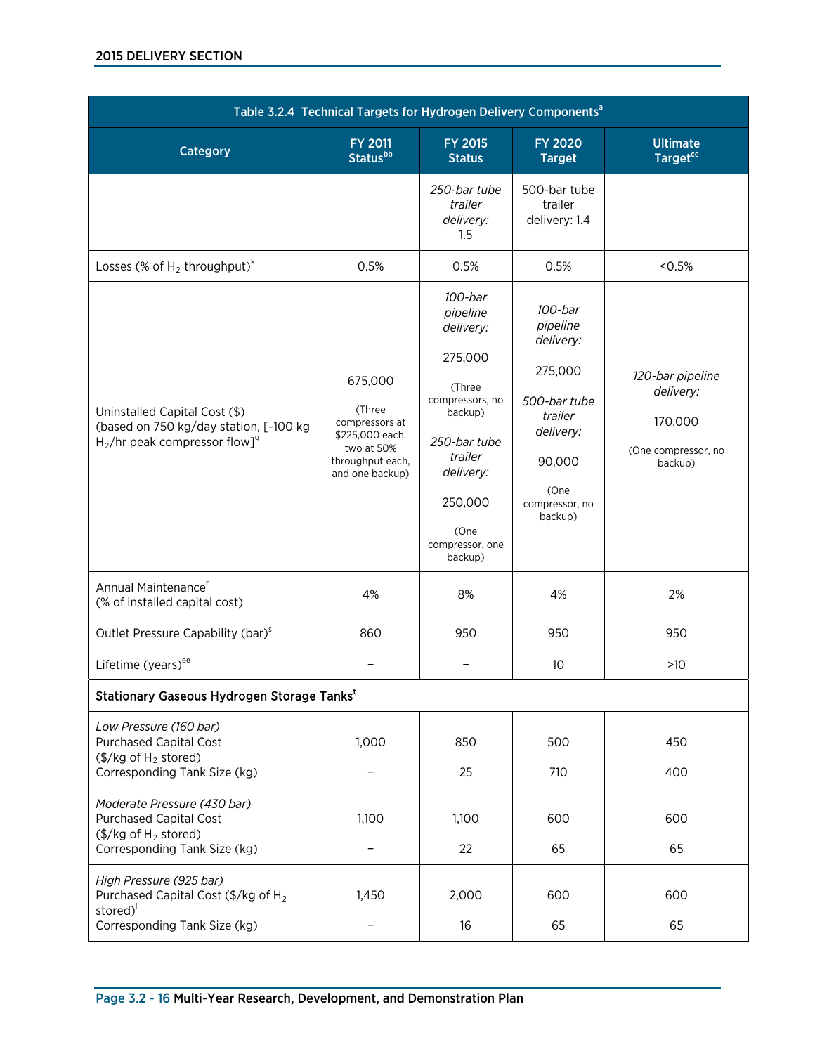| Table 3.2.4 Technical Targets for Hydrogen Delivery Components[a] | | | | |
|---|---|---|---|---|
| **Category** | **FY 2011 Status[bb]** | **FY 2015 Status** | **FY 2020 Target** | **Ultimate Target[cc]** |
| | | *250-bar tube trailer delivery:* 1.5 | 500-bar tube trailer delivery: 1.4 | |
| Losses (% of $H_2$ throughput)[k] | 0.5% | 0.5% | 0.5% | <0.5% |
| Uninstalled Capital Cost ($) (based on 750 kg/day station, [~100 kg $H_2$/hr peak compressor flow][q] | 675,000 (Three compressors at $225,000 each. two at 50% throughput each, and one backup) | *100-bar pipeline delivery:* 275,000 (Three compressors, no backup) *250-bar tube trailer delivery:* 250,000 (One compressor, one backup) | *100-bar pipeline delivery:* 275,000 *500-bar tube trailer delivery:* 90,000 (One compressor, no backup) | *120-bar pipeline delivery:* 170,000 (One compressor, no backup) |
| Annual Maintenance[r] (% of installed capital cost) | 4% | 8% | 4% | 2% |
| Outlet Pressure Capability (bar)[s] | 860 | 950 | 950 | 950 |
| Lifetime (years)[ee] | – | – | 10 | >10 |
| **Stationary Gaseous Hydrogen Storage Tanks[t]** | | | | |
| *Low Pressure (160 bar)* Purchased Capital Cost ($/kg of $H_2$ stored) | 1,000 | 850 | 500 | 450 |
| Corresponding Tank Size (kg) | – | 25 | 710 | 400 |
| *Moderate Pressure (430 bar)* Purchased Capital Cost ($/kg of $H_2$ stored) | 1,100 | 1,100 | 600 | 600 |
| Corresponding Tank Size (kg) | – | 22 | 65 | 65 |
| *High Pressure (925 bar)* Purchased Capital Cost ($/kg of $H_2$ stored)[ll] | 1,450 | 2,000 | 600 | 600 |
| Corresponding Tank Size (kg) | – | 16 | 65 | 65 |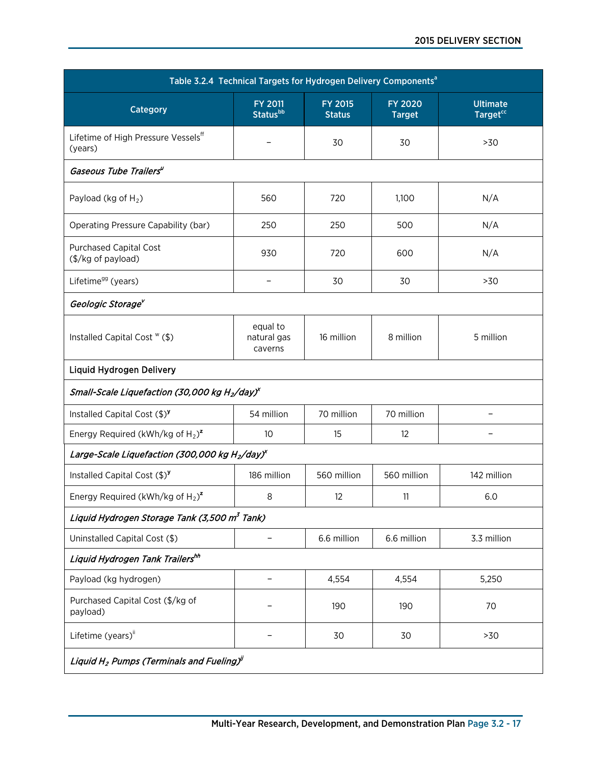| Table 3.2.4 Technical Targets for Hydrogen Delivery Components[a] | | | | |
|---|---|---|---|---|
| Category | FY 2011 Status[bb] | FY 2015 Status | FY 2020 Target | Ultimate Target[cc] |
| Lifetime of High Pressure Vessels[ff] (years) | – | 30 | 30 | >30 |
| *Gaseous Tube Trailers[u]* | | | | |
| Payload (kg of $H_2$) | 560 | 720 | 1,100 | N/A |
| Operating Pressure Capability (bar) | 250 | 250 | 500 | N/A |
| Purchased Capital Cost ($/kg of payload) | 930 | 720 | 600 | N/A |
| Lifetime[gg] (years) | – | 30 | 30 | >30 |
| *Geologic Storage[v]* | | | | |
| Installed Capital Cost [w] ($) | equal to natural gas caverns | 16 million | 8 million | 5 million |
| Liquid Hydrogen Delivery | | | | |
| *Small-Scale Liquefaction (30,000 kg $H_2$/day)[x]* | | | | |
| Installed Capital Cost ($)[y] | 54 million | 70 million | 70 million | – |
| Energy Required (kWh/kg of $H_2$)[z] | 10 | 15 | 12 | – |
| *Large-Scale Liquefaction (300,000 kg $H_2$/day)[x]* | | | | |
| Installed Capital Cost ($)[y] | 186 million | 560 million | 560 million | 142 million |
| Energy Required (kWh/kg of $H_2$)[z] | 8 | 12 | 11 | 6.0 |
| *Liquid Hydrogen Storage Tank (3,500 $m^3$ Tank)* | | | | |
| Uninstalled Capital Cost ($) | – | 6.6 million | 6.6 million | 3.3 million |
| *Liquid Hydrogen Tank Trailers[hh]* | | | | |
| Payload (kg hydrogen) | – | 4,554 | 4,554 | 5,250 |
| Purchased Capital Cost ($/kg of payload) | – | 190 | 190 | 70 |
| Lifetime (years)[ii] | – | 30 | 30 | >30 |
| *Liquid $H_2$ Pumps (Terminals and Fueling)[jj]* | | | | |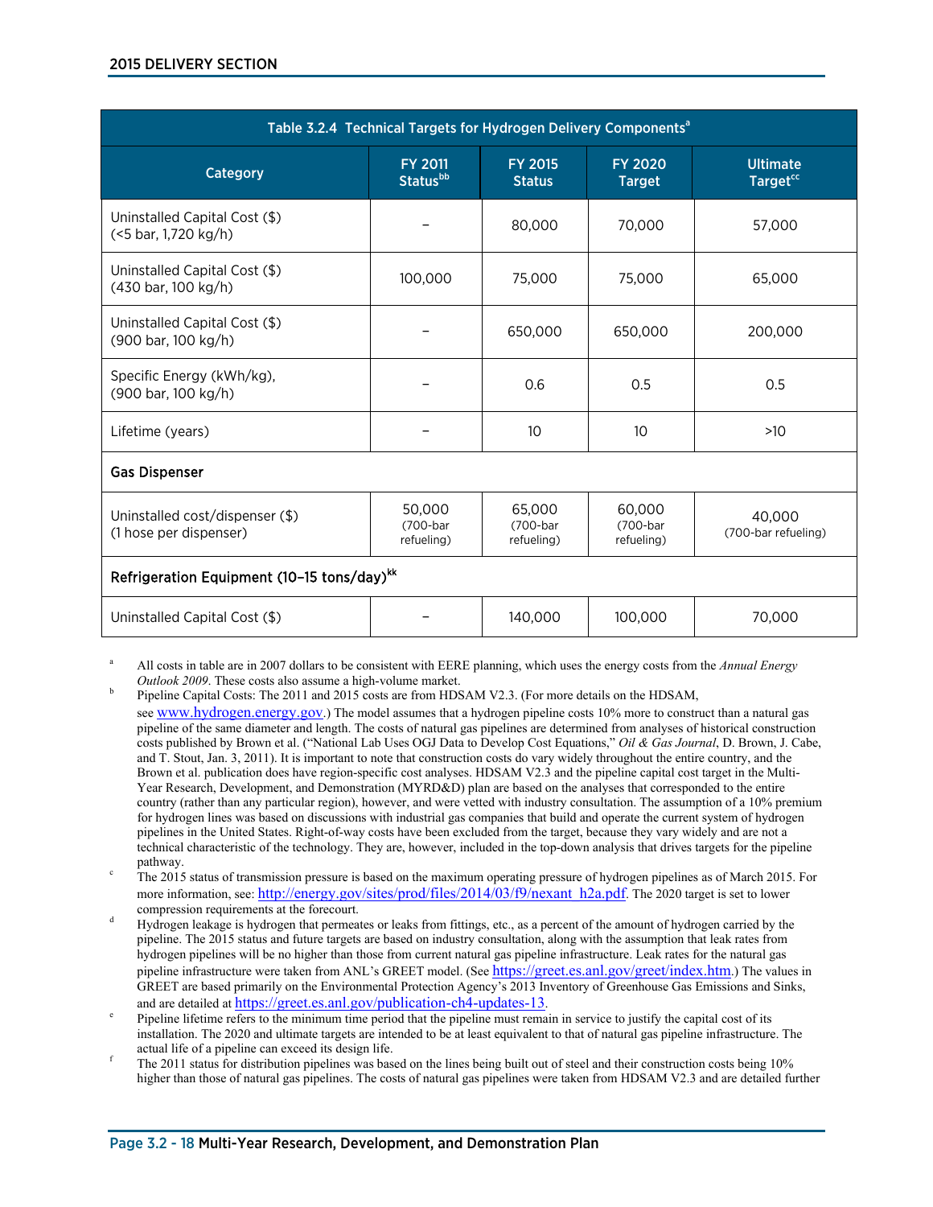| Table 3.2.4 Technical Targets for Hydrogen Delivery Components[a] | | | | |
|---|---|---|---|---|
| Category | FY 2011 Status[bb] | FY 2015 Status | FY 2020 Target | Ultimate Target[cc] |
| Uninstalled Capital Cost ($) (<5 bar, 1,720 kg/h) | – | 80,000 | 70,000 | 57,000 |
| Uninstalled Capital Cost ($) (430 bar, 100 kg/h) | 100,000 | 75,000 | 75,000 | 65,000 |
| Uninstalled Capital Cost ($) (900 bar, 100 kg/h) | – | 650,000 | 650,000 | 200,000 |
| Specific Energy (kWh/kg), (900 bar, 100 kg/h) | – | 0.6 | 0.5 | 0.5 |
| Lifetime (years) | – | 10 | 10 | >10 |
| **Gas Dispenser** | | | | |
| Uninstalled cost/dispenser ($) (1 hose per dispenser) | 50,000 (700-bar refueling) | 65,000 (700-bar refueling) | 60,000 (700-bar refueling) | 40,000 (700-bar refueling) |
| **Refrigeration Equipment (10–15 tons/day)[kk]** | | | | |
| Uninstalled Capital Cost ($) | – | 140,000 | 100,000 | 70,000 |

[a] All costs in table are in 2007 dollars to be consistent with EERE planning, which uses the energy costs from the *Annual Energy Outlook 2009*. These costs also assume a high-volume market.

[b] Pipeline Capital Costs: The 2011 and 2015 costs are from HDSAM V2.3. (For more details on the HDSAM, see www.hydrogen.energy.gov.) The model assumes that a hydrogen pipeline costs 10% more to construct than a natural gas pipeline of the same diameter and length. The costs of natural gas pipelines are determined from analyses of historical construction costs published by Brown et al. ("National Lab Uses OGJ Data to Develop Cost Equations," *Oil & Gas Journal*, D. Brown, J. Cabe, and T. Stout, Jan. 3, 2011). It is important to note that construction costs do vary widely throughout the entire country, and the Brown et al. publication does have region-specific cost analyses. HDSAM V2.3 and the pipeline capital cost target in the Multi-Year Research, Development, and Demonstration (MYRD&D) plan are based on the analyses that corresponded to the entire country (rather than any particular region), however, and were vetted with industry consultation. The assumption of a 10% premium for hydrogen lines was based on discussions with industrial gas companies that build and operate the current system of hydrogen pipelines in the United States. Right-of-way costs have been excluded from the target, because they vary widely and are not a technical characteristic of the technology. They are, however, included in the top-down analysis that drives targets for the pipeline pathway.

[c] The 2015 status of transmission pressure is based on the maximum operating pressure of hydrogen pipelines as of March 2015. For more information, see: http://energy.gov/sites/prod/files/2014/03/f9/nexant_h2a.pdf. The 2020 target is set to lower compression requirements at the forecourt.

[d] Hydrogen leakage is hydrogen that permeates or leaks from fittings, etc., as a percent of the amount of hydrogen carried by the pipeline. The 2015 status and future targets are based on industry consultation, along with the assumption that leak rates from hydrogen pipelines will be no higher than those from current natural gas pipeline infrastructure. Leak rates for the natural gas pipeline infrastructure were taken from ANL's GREET model. (See https://greet.es.anl.gov/greet/index.htm.) The values in GREET are based primarily on the Environmental Protection Agency's 2013 Inventory of Greenhouse Gas Emissions and Sinks, and are detailed at https://greet.es.anl.gov/publication-ch4-updates-13.

[e] Pipeline lifetime refers to the minimum time period that the pipeline must remain in service to justify the capital cost of its installation. The 2020 and ultimate targets are intended to be at least equivalent to that of natural gas pipeline infrastructure. The actual life of a pipeline can exceed its design life.

[f] The 2011 status for distribution pipelines was based on the lines being built out of steel and their construction costs being 10% higher than those of natural gas pipelines. The costs of natural gas pipelines were taken from HDSAM V2.3 and are detailed further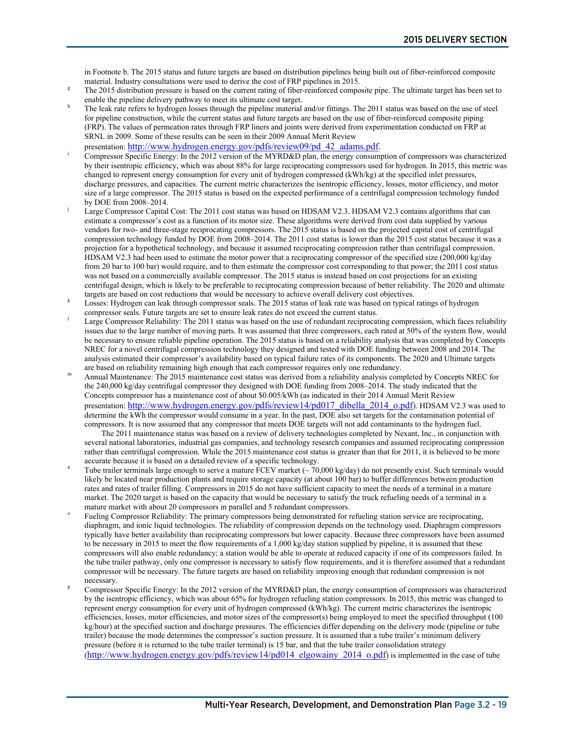in Footnote b. The 2015 status and future targets are based on distribution pipelines being built out of fiber-reinforced composite material. Industry consultations were used to derive the cost of FRP pipelines in 2015.

[g] The 2015 distribution pressure is based on the current rating of fiber-reinforced composite pipe. The ultimate target has been set to enable the pipeline delivery pathway to meet its ultimate cost target.

[h] The leak rate refers to hydrogen losses through the pipeline material and/or fittings. The 2011 status was based on the use of steel for pipeline construction, while the current status and future targets are based on the use of fiber-reinforced composite piping (FRP). The values of permeation rates through FRP liners and joints were derived from experimentation conducted on FRP at SRNL in 2009. Some of these results can be seen in their 2009 Annual Merit Review presentation: http://www.hydrogen.energy.gov/pdfs/review09/pd_42_adams.pdf.

[i] Compressor Specific Energy: In the 2012 version of the MYRD&D plan, the energy consumption of compressors was characterized by their isentropic efficiency, which was about 88% for large reciprocating compressors used for hydrogen. In 2015, this metric was changed to represent energy consumption for every unit of hydrogen compressed (kWh/kg) at the specified inlet pressures, discharge pressures, and capacities. The current metric characterizes the isentropic efficiency, losses, motor efficiency, and motor size of a large compressor. The 2015 status is based on the expected performance of a centrifugal compression technology funded by DOE from 2008–2014.

[j] Large Compressor Capital Cost: The 2011 cost status was based on HDSAM V2.3. HDSAM V2.3 contains algorithms that can estimate a compressor's cost as a function of its motor size. These algorithms were derived from cost data supplied by various vendors for two- and three-stage reciprocating compressors. The 2015 status is based on the projected capital cost of centrifugal compression technology funded by DOE from 2008–2014. The 2011 cost status is lower than the 2015 cost status because it was a projection for a hypothetical technology, and because it assumed reciprocating compression rather than centrifugal compression. HDSAM V2.3 had been used to estimate the motor power that a reciprocating compressor of the specified size (200,000 kg/day from 20 bar to 100 bar) would require, and to then estimate the compressor cost corresponding to that power; the 2011 cost status was not based on a commercially available compressor. The 2015 status is instead based on cost projections for an existing centrifugal design, which is likely to be preferable to reciprocating compression because of better reliability. The 2020 and ultimate targets are based on cost reductions that would be necessary to achieve overall delivery cost objectives.

[k] Losses: Hydrogen can leak through compressor seals. The 2015 status of leak rate was based on typical ratings of hydrogen compressor seals. Future targets are set to ensure leak rates do not exceed the current status.

[l] Large Compressor Reliability: The 2011 status was based on the use of redundant reciprocating compression, which faces reliability issues due to the large number of moving parts. It was assumed that three compressors, each rated at 50% of the system flow, would be necessary to ensure reliable pipeline operation. The 2015 status is based on a reliability analysis that was completed by Concepts NREC for a novel centrifugal compression technology they designed and tested with DOE funding between 2008 and 2014. The analysis estimated their compressor's availability based on typical failure rates of its components. The 2020 and Ultimate targets are based on reliability remaining high enough that each compressor requires only one redundancy.

[m] Annual Maintenance: The 2015 maintenance cost status was derived from a reliability analysis completed by Concepts NREC for the 240,000 kg/day centrifugal compressor they designed with DOE funding from 2008–2014. The study indicated that the Concepts compressor has a maintenance cost of about $0.005/kWh (as indicated in their 2014 Annual Merit Review presentation: http://www.hydrogen.energy.gov/pdfs/review14/pd017_dibella_2014_o.pdf). HDSAM V2.3 was used to determine the kWh the compressor would consume in a year. In the past, DOE also set targets for the contamination potential of compressors. It is now assumed that any compressor that meets DOE targets will not add contaminants to the hydrogen fuel.

The 2011 maintenance status was based on a review of delivery technologies completed by Nexant, Inc., in conjunction with several national laboratories, industrial gas companies, and technology research companies and assumed reciprocating compression rather than centrifugal compression. While the 2015 maintenance cost status is greater than that for 2011, it is believed to be more accurate because it is based on a detailed review of a specific technology.

[n] Tube trailer terminals large enough to serve a mature FCEV market (~ 70,000 kg/day) do not presently exist. Such terminals would likely be located near production plants and require storage capacity (at about 100 bar) to buffer differences between production rates and rates of trailer filling. Compressors in 2015 do not have sufficient capacity to meet the needs of a terminal in a mature market. The 2020 target is based on the capacity that would be necessary to satisfy the truck refueling needs of a terminal in a mature market with about 20 compressors in parallel and 5 redundant compressors.

[o] Fueling Compressor Reliability: The primary compressors being demonstrated for refueling station service are reciprocating, diaphragm, and ionic liquid technologies. The reliability of compression depends on the technology used. Diaphragm compressors typically have better availability than reciprocating compressors but lower capacity. Because three compressors have been assumed to be necessary in 2015 to meet the flow requirements of a 1,000 kg/day station supplied by pipeline, it is assumed that these compressors will also enable redundancy; a station would be able to operate at reduced capacity if one of its compressors failed. In the tube trailer pathway, only one compressor is necessary to satisfy flow requirements, and it is therefore assumed that a redundant compressor will be necessary. The future targets are based on reliability improving enough that redundant compression is not necessary.

[p] Compressor Specific Energy: In the 2012 version of the MYRD&D plan, the energy consumption of compressors was characterized by the isentropic efficiency, which was about 65% for hydrogen refueling station compressors. In 2015, this metric was changed to represent energy consumption for every unit of hydrogen compressed (kWh/kg). The current metric characterizes the isentropic efficiencies, losses, motor efficiencies, and motor sizes of the compressor(s) being employed to meet the specified throughput (100 kg/hour) at the specified suction and discharge pressures. The efficiencies differ depending on the delivery mode (pipeline or tube trailer) because the mode determines the compressor's suction pressure. It is assumed that a tube trailer's minimum delivery pressure (before it is returned to the tube trailer terminal) is 15 bar, and that the tube trailer consolidation strategy (http://www.hydrogen.energy.gov/pdfs/review14/pd014_elgowainy_2014_o.pdf) is implemented in the case of tube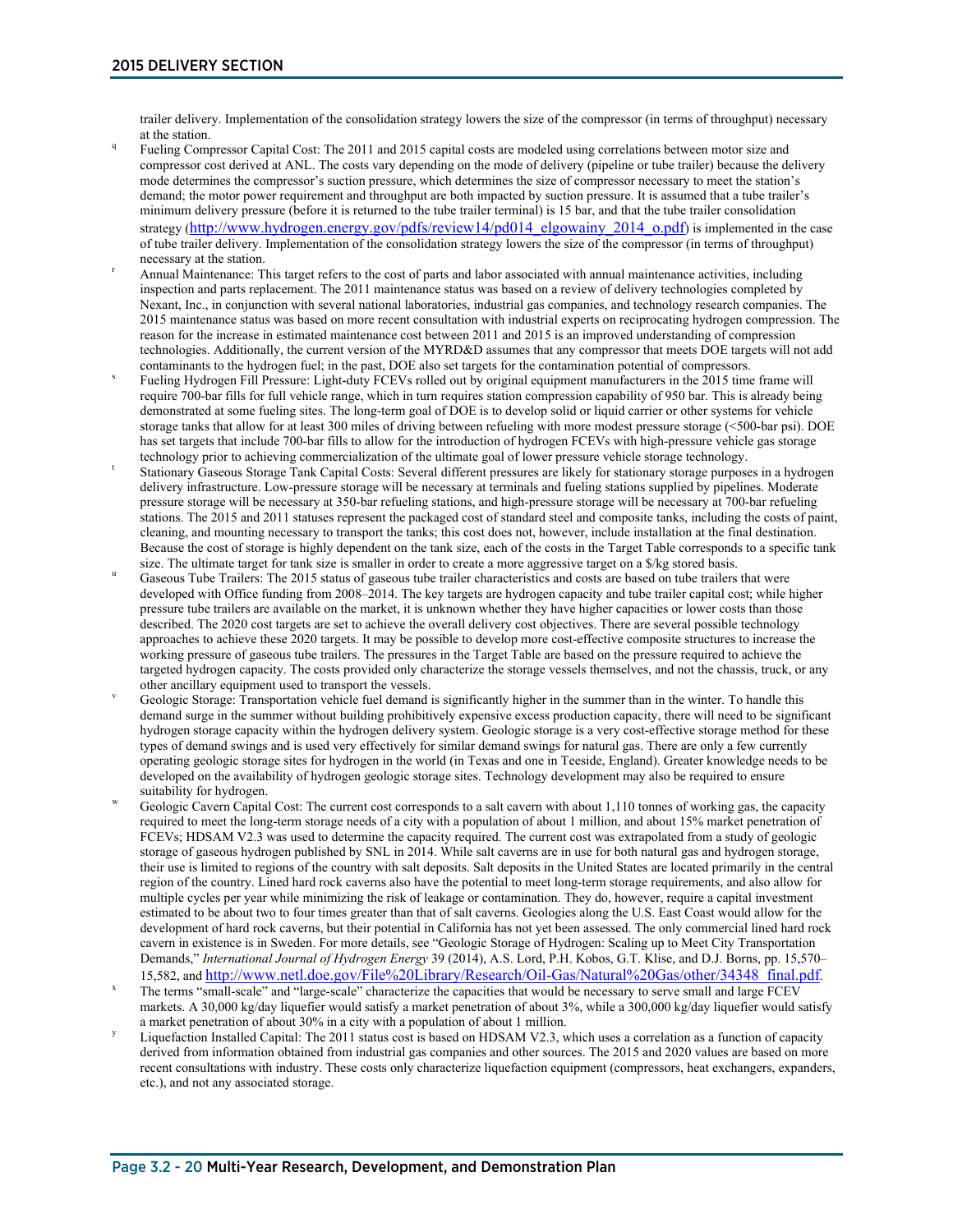trailer delivery. Implementation of the consolidation strategy lowers the size of the compressor (in terms of throughput) necessary at the station.

[q] Fueling Compressor Capital Cost: The 2011 and 2015 capital costs are modeled using correlations between motor size and compressor cost derived at ANL. The costs vary depending on the mode of delivery (pipeline or tube trailer) because the delivery mode determines the compressor's suction pressure, which determines the size of compressor necessary to meet the station's demand; the motor power requirement and throughput are both impacted by suction pressure. It is assumed that a tube trailer's minimum delivery pressure (before it is returned to the tube trailer terminal) is 15 bar, and that the tube trailer consolidation strategy (http://www.hydrogen.energy.gov/pdfs/review14/pd014_elgowainy_2014_o.pdf) is implemented in the case of tube trailer delivery. Implementation of the consolidation strategy lowers the size of the compressor (in terms of throughput) necessary at the station.

[r] Annual Maintenance: This target refers to the cost of parts and labor associated with annual maintenance activities, including inspection and parts replacement. The 2011 maintenance status was based on a review of delivery technologies completed by Nexant, Inc., in conjunction with several national laboratories, industrial gas companies, and technology research companies. The 2015 maintenance status was based on more recent consultation with industrial experts on reciprocating hydrogen compression. The reason for the increase in estimated maintenance cost between 2011 and 2015 is an improved understanding of compression technologies. Additionally, the current version of the MYRD&D assumes that any compressor that meets DOE targets will not add contaminants to the hydrogen fuel; in the past, DOE also set targets for the contamination potential of compressors.

[s] Fueling Hydrogen Fill Pressure: Light-duty FCEVs rolled out by original equipment manufacturers in the 2015 time frame will require 700-bar fills for full vehicle range, which in turn requires station compression capability of 950 bar. This is already being demonstrated at some fueling sites. The long-term goal of DOE is to develop solid or liquid carrier or other systems for vehicle storage tanks that allow for at least 300 miles of driving between refueling with more modest pressure storage (<500-bar psi). DOE has set targets that include 700-bar fills to allow for the introduction of hydrogen FCEVs with high-pressure vehicle gas storage technology prior to achieving commercialization of the ultimate goal of lower pressure vehicle storage technology.

[t] Stationary Gaseous Storage Tank Capital Costs: Several different pressures are likely for stationary storage purposes in a hydrogen delivery infrastructure. Low-pressure storage will be necessary at terminals and fueling stations supplied by pipelines. Moderate pressure storage will be necessary at 350-bar refueling stations, and high-pressure storage will be necessary at 700-bar refueling stations. The 2015 and 2011 statuses represent the packaged cost of standard steel and composite tanks, including the costs of paint, cleaning, and mounting necessary to transport the tanks; this cost does not, however, include installation at the final destination. Because the cost of storage is highly dependent on the tank size, each of the costs in the Target Table corresponds to a specific tank size. The ultimate target for tank size is smaller in order to create a more aggressive target on a $/kg stored basis.

[u] Gaseous Tube Trailers: The 2015 status of gaseous tube trailer characteristics and costs are based on tube trailers that were developed with Office funding from 2008–2014. The key targets are hydrogen capacity and tube trailer capital cost; while higher pressure tube trailers are available on the market, it is unknown whether they have higher capacities or lower costs than those described. The 2020 cost targets are set to achieve the overall delivery cost objectives. There are several possible technology approaches to achieve these 2020 targets. It may be possible to develop more cost-effective composite structures to increase the working pressure of gaseous tube trailers. The pressures in the Target Table are based on the pressure required to achieve the targeted hydrogen capacity. The costs provided only characterize the storage vessels themselves, and not the chassis, truck, or any other ancillary equipment used to transport the vessels.

[v] Geologic Storage: Transportation vehicle fuel demand is significantly higher in the summer than in the winter. To handle this demand surge in the summer without building prohibitively expensive excess production capacity, there will need to be significant hydrogen storage capacity within the hydrogen delivery system. Geologic storage is a very cost-effective storage method for these types of demand swings and is used very effectively for similar demand swings for natural gas. There are only a few currently operating geologic storage sites for hydrogen in the world (in Texas and one in Teeside, England). Greater knowledge needs to be developed on the availability of hydrogen geologic storage sites. Technology development may also be required to ensure suitability for hydrogen.

[w] Geologic Cavern Capital Cost: The current cost corresponds to a salt cavern with about 1,110 tonnes of working gas, the capacity required to meet the long-term storage needs of a city with a population of about 1 million, and about 15% market penetration of FCEVs; HDSAM V2.3 was used to determine the capacity required. The current cost was extrapolated from a study of geologic storage of gaseous hydrogen published by SNL in 2014. While salt caverns are in use for both natural gas and hydrogen storage, their use is limited to regions of the country with salt deposits. Salt deposits in the United States are located primarily in the central region of the country. Lined hard rock caverns also have the potential to meet long-term storage requirements, and also allow for multiple cycles per year while minimizing the risk of leakage or contamination. They do, however, require a capital investment estimated to be about two to four times greater than that of salt caverns. Geologies along the U.S. East Coast would allow for the development of hard rock caverns, but their potential in California has not yet been assessed. The only commercial lined hard rock cavern in existence is in Sweden. For more details, see "Geologic Storage of Hydrogen: Scaling up to Meet City Transportation Demands," *International Journal of Hydrogen Energy* 39 (2014), A.S. Lord, P.H. Kobos, G.T. Klise, and D.J. Borns, pp. 15,570–15,582, and http://www.netl.doe.gov/File%20Library/Research/Oil-Gas/Natural%20Gas/other/34348_final.pdf.

[x] The terms "small-scale" and "large-scale" characterize the capacities that would be necessary to serve small and large FCEV markets. A 30,000 kg/day liquefier would satisfy a market penetration of about 3%, while a 300,000 kg/day liquefier would satisfy a market penetration of about 30% in a city with a population of about 1 million.

[y] Liquefaction Installed Capital: The 2011 status cost is based on HDSAM V2.3, which uses a correlation as a function of capacity derived from information obtained from industrial gas companies and other sources. The 2015 and 2020 values are based on more recent consultations with industry. These costs only characterize liquefaction equipment (compressors, heat exchangers, expanders, etc.), and not any associated storage.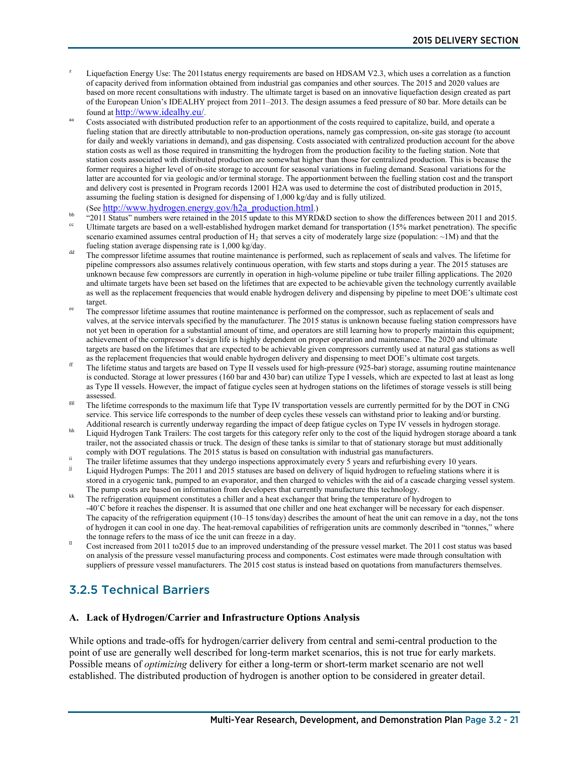[z] Liquefaction Energy Use: The 2011status energy requirements are based on HDSAM V2.3, which uses a correlation as a function of capacity derived from information obtained from industrial gas companies and other sources. The 2015 and 2020 values are based on more recent consultations with industry. The ultimate target is based on an innovative liquefaction design created as part of the European Union's IDEALHY project from 2011–2013. The design assumes a feed pressure of 80 bar. More details can be found at http://www.idealhy.eu/.

[aa] Costs associated with distributed production refer to an apportionment of the costs required to capitalize, build, and operate a fueling station that are directly attributable to non-production operations, namely gas compression, on-site gas storage (to account for daily and weekly variations in demand), and gas dispensing. Costs associated with centralized production account for the above station costs as well as those required in transmitting the hydrogen from the production facility to the fueling station. Note that station costs associated with distributed production are somewhat higher than those for centralized production. This is because the former requires a higher level of on-site storage to account for seasonal variations in fueling demand. Seasonal variations for the latter are accounted for via geologic and/or terminal storage. The apportionment between the fuelling station cost and the transport and delivery cost is presented in Program records 12001 H2A was used to determine the cost of distributed production in 2015, assuming the fueling station is designed for dispensing of 1,000 kg/day and is fully utilized. (See http://www.hydrogen.energy.gov/h2a_production.html.)

[bb] "2011 Status" numbers were retained in the 2015 update to this MYRD&D section to show the differences between 2011 and 2015.

[cc] Ultimate targets are based on a well-established hydrogen market demand for transportation (15% market penetration). The specific scenario examined assumes central production of $H_2$ that serves a city of moderately large size (population: ~1M) and that the fueling station average dispensing rate is 1,000 kg/day.

[dd] The compressor lifetime assumes that routine maintenance is performed, such as replacement of seals and valves. The lifetime for pipeline compressors also assumes relatively continuous operation, with few starts and stops during a year. The 2015 statuses are unknown because few compressors are currently in operation in high-volume pipeline or tube trailer filling applications. The 2020 and ultimate targets have been set based on the lifetimes that are expected to be achievable given the technology currently available as well as the replacement frequencies that would enable hydrogen delivery and dispensing by pipeline to meet DOE's ultimate cost target.

[ee] The compressor lifetime assumes that routine maintenance is performed on the compressor, such as replacement of seals and valves, at the service intervals specified by the manufacturer. The 2015 status is unknown because fueling station compressors have not yet been in operation for a substantial amount of time, and operators are still learning how to properly maintain this equipment; achievement of the compressor's design life is highly dependent on proper operation and maintenance. The 2020 and ultimate targets are based on the lifetimes that are expected to be achievable given compressors currently used at natural gas stations as well as the replacement frequencies that would enable hydrogen delivery and dispensing to meet DOE's ultimate cost targets.

[ff] The lifetime status and targets are based on Type II vessels used for high-pressure (925-bar) storage, assuming routine maintenance is conducted. Storage at lower pressures (160 bar and 430 bar) can utilize Type I vessels, which are expected to last at least as long as Type II vessels. However, the impact of fatigue cycles seen at hydrogen stations on the lifetimes of storage vessels is still being assessed.

[gg] The lifetime corresponds to the maximum life that Type IV transportation vessels are currently permitted for by the DOT in CNG service. This service life corresponds to the number of deep cycles these vessels can withstand prior to leaking and/or bursting. Additional research is currently underway regarding the impact of deep fatigue cycles on Type IV vessels in hydrogen storage.

[hh] Liquid Hydrogen Tank Trailers: The cost targets for this category refer only to the cost of the liquid hydrogen storage aboard a tank trailer, not the associated chassis or truck. The design of these tanks is similar to that of stationary storage but must additionally comply with DOT regulations. The 2015 status is based on consultation with industrial gas manufacturers.

[ii] The trailer lifetime assumes that they undergo inspections approximately every 5 years and refurbishing every 10 years.

[jj] Liquid Hydrogen Pumps: The 2011 and 2015 statuses are based on delivery of liquid hydrogen to refueling stations where it is stored in a cryogenic tank, pumped to an evaporator, and then charged to vehicles with the aid of a cascade charging vessel system. The pump costs are based on information from developers that currently manufacture this technology.

[kk] The refrigeration equipment constitutes a chiller and a heat exchanger that bring the temperature of hydrogen to -40˚C before it reaches the dispenser. It is assumed that one chiller and one heat exchanger will be necessary for each dispenser. The capacity of the refrigeration equipment (10–15 tons/day) describes the amount of heat the unit can remove in a day, not the tons of hydrogen it can cool in one day. The heat-removal capabilities of refrigeration units are commonly described in "tonnes," where the tonnage refers to the mass of ice the unit can freeze in a day.

[ll] Cost increased from 2011 to2015 due to an improved understanding of the pressure vessel market. The 2011 cost status was based on analysis of the pressure vessel manufacturing process and components. Cost estimates were made through consultation with suppliers of pressure vessel manufacturers. The 2015 cost status is instead based on quotations from manufacturers themselves.

## 3.2.5 Technical Barriers

### A. Lack of Hydrogen/Carrier and Infrastructure Options Analysis

While options and trade-offs for hydrogen/carrier delivery from central and semi-central production to the point of use are generally well described for long-term market scenarios, this is not true for early markets. Possible means of *optimizing* delivery for either a long-term or short-term market scenario are not well established. The distributed production of hydrogen is another option to be considered in greater detail.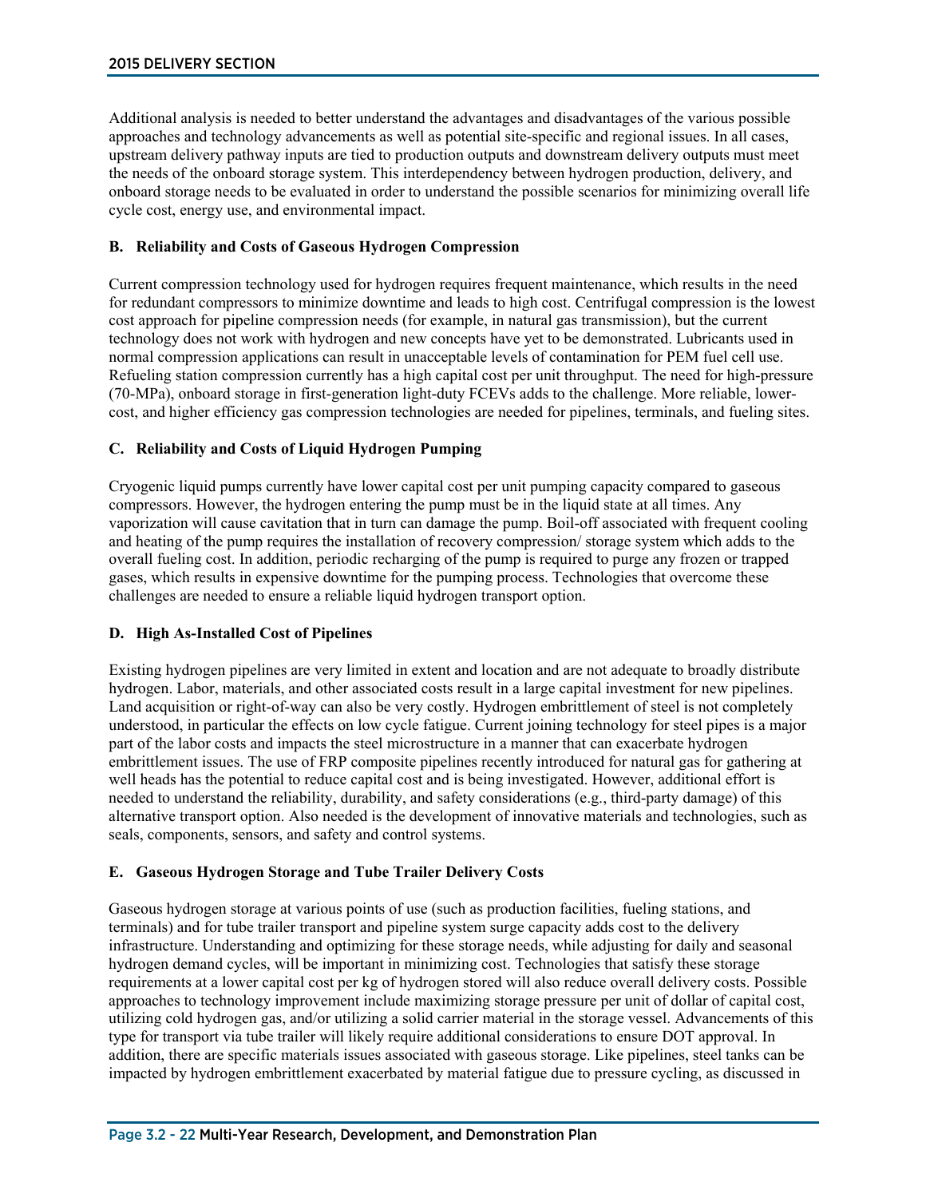Additional analysis is needed to better understand the advantages and disadvantages of the various possible approaches and technology advancements as well as potential site-specific and regional issues. In all cases, upstream delivery pathway inputs are tied to production outputs and downstream delivery outputs must meet the needs of the onboard storage system. This interdependency between hydrogen production, delivery, and onboard storage needs to be evaluated in order to understand the possible scenarios for minimizing overall life cycle cost, energy use, and environmental impact.

### B. Reliability and Costs of Gaseous Hydrogen Compression

Current compression technology used for hydrogen requires frequent maintenance, which results in the need for redundant compressors to minimize downtime and leads to high cost. Centrifugal compression is the lowest cost approach for pipeline compression needs (for example, in natural gas transmission), but the current technology does not work with hydrogen and new concepts have yet to be demonstrated. Lubricants used in normal compression applications can result in unacceptable levels of contamination for PEM fuel cell use. Refueling station compression currently has a high capital cost per unit throughput. The need for high-pressure (70-MPa), onboard storage in first-generation light-duty FCEVs adds to the challenge. More reliable, lower-cost, and higher efficiency gas compression technologies are needed for pipelines, terminals, and fueling sites.

### C. Reliability and Costs of Liquid Hydrogen Pumping

Cryogenic liquid pumps currently have lower capital cost per unit pumping capacity compared to gaseous compressors. However, the hydrogen entering the pump must be in the liquid state at all times. Any vaporization will cause cavitation that in turn can damage the pump. Boil-off associated with frequent cooling and heating of the pump requires the installation of recovery compression/ storage system which adds to the overall fueling cost. In addition, periodic recharging of the pump is required to purge any frozen or trapped gases, which results in expensive downtime for the pumping process. Technologies that overcome these challenges are needed to ensure a reliable liquid hydrogen transport option.

### D. High As-Installed Cost of Pipelines

Existing hydrogen pipelines are very limited in extent and location and are not adequate to broadly distribute hydrogen. Labor, materials, and other associated costs result in a large capital investment for new pipelines. Land acquisition or right-of-way can also be very costly. Hydrogen embrittlement of steel is not completely understood, in particular the effects on low cycle fatigue. Current joining technology for steel pipes is a major part of the labor costs and impacts the steel microstructure in a manner that can exacerbate hydrogen embrittlement issues. The use of FRP composite pipelines recently introduced for natural gas for gathering at well heads has the potential to reduce capital cost and is being investigated. However, additional effort is needed to understand the reliability, durability, and safety considerations (e.g., third-party damage) of this alternative transport option. Also needed is the development of innovative materials and technologies, such as seals, components, sensors, and safety and control systems.

### E. Gaseous Hydrogen Storage and Tube Trailer Delivery Costs

Gaseous hydrogen storage at various points of use (such as production facilities, fueling stations, and terminals) and for tube trailer transport and pipeline system surge capacity adds cost to the delivery infrastructure. Understanding and optimizing for these storage needs, while adjusting for daily and seasonal hydrogen demand cycles, will be important in minimizing cost. Technologies that satisfy these storage requirements at a lower capital cost per kg of hydrogen stored will also reduce overall delivery costs. Possible approaches to technology improvement include maximizing storage pressure per unit of dollar of capital cost, utilizing cold hydrogen gas, and/or utilizing a solid carrier material in the storage vessel. Advancements of this type for transport via tube trailer will likely require additional considerations to ensure DOT approval. In addition, there are specific materials issues associated with gaseous storage. Like pipelines, steel tanks can be impacted by hydrogen embrittlement exacerbated by material fatigue due to pressure cycling, as discussed in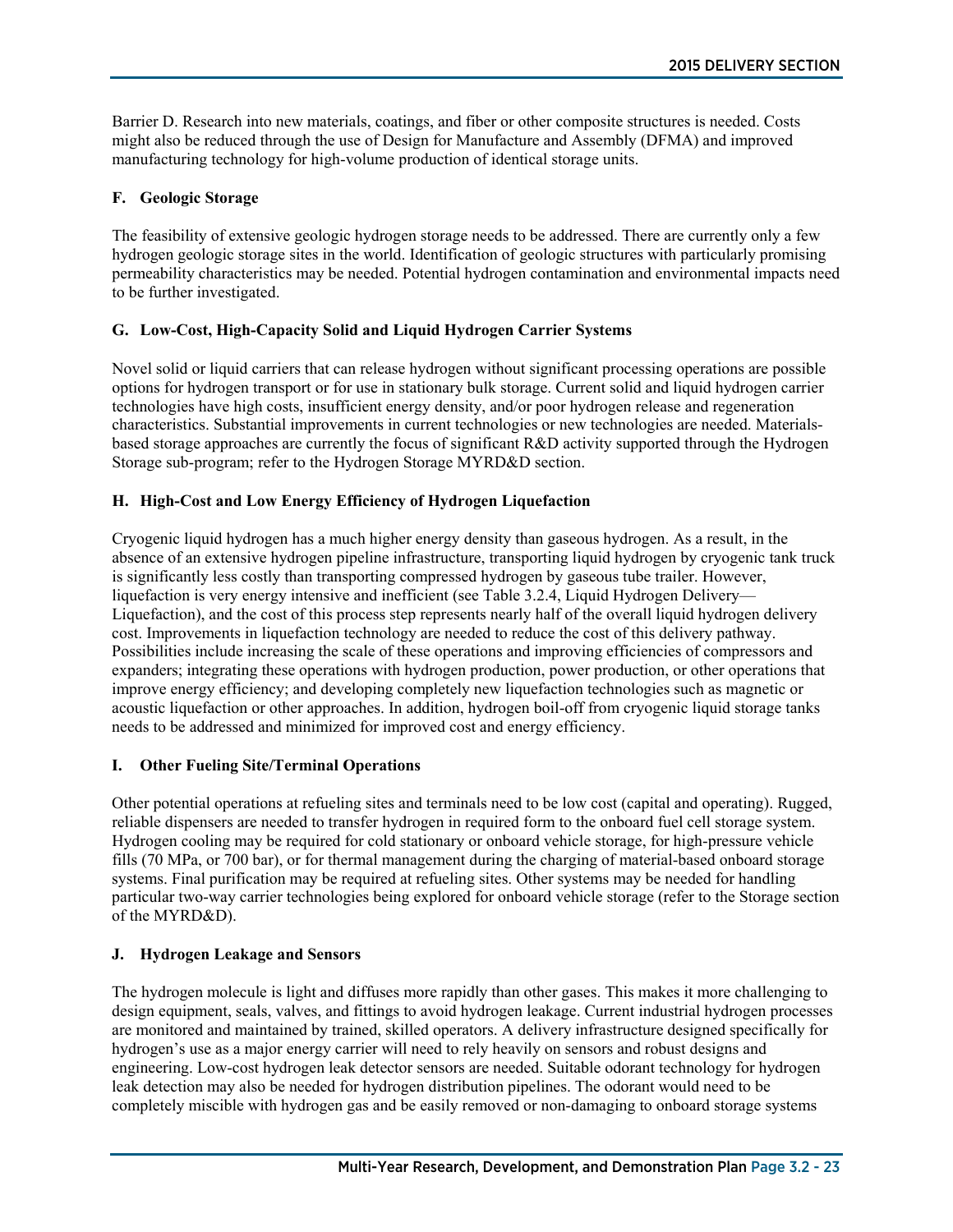Barrier D. Research into new materials, coatings, and fiber or other composite structures is needed. Costs might also be reduced through the use of Design for Manufacture and Assembly (DFMA) and improved manufacturing technology for high-volume production of identical storage units.

### F. Geologic Storage

The feasibility of extensive geologic hydrogen storage needs to be addressed. There are currently only a few hydrogen geologic storage sites in the world. Identification of geologic structures with particularly promising permeability characteristics may be needed. Potential hydrogen contamination and environmental impacts need to be further investigated.

### G. Low-Cost, High-Capacity Solid and Liquid Hydrogen Carrier Systems

Novel solid or liquid carriers that can release hydrogen without significant processing operations are possible options for hydrogen transport or for use in stationary bulk storage. Current solid and liquid hydrogen carrier technologies have high costs, insufficient energy density, and/or poor hydrogen release and regeneration characteristics. Substantial improvements in current technologies or new technologies are needed. Materials-based storage approaches are currently the focus of significant R&D activity supported through the Hydrogen Storage sub-program; refer to the Hydrogen Storage MYRD&D section.

### H. High-Cost and Low Energy Efficiency of Hydrogen Liquefaction

Cryogenic liquid hydrogen has a much higher energy density than gaseous hydrogen. As a result, in the absence of an extensive hydrogen pipeline infrastructure, transporting liquid hydrogen by cryogenic tank truck is significantly less costly than transporting compressed hydrogen by gaseous tube trailer. However, liquefaction is very energy intensive and inefficient (see Table 3.2.4, Liquid Hydrogen Delivery—Liquefaction), and the cost of this process step represents nearly half of the overall liquid hydrogen delivery cost. Improvements in liquefaction technology are needed to reduce the cost of this delivery pathway. Possibilities include increasing the scale of these operations and improving efficiencies of compressors and expanders; integrating these operations with hydrogen production, power production, or other operations that improve energy efficiency; and developing completely new liquefaction technologies such as magnetic or acoustic liquefaction or other approaches. In addition, hydrogen boil-off from cryogenic liquid storage tanks needs to be addressed and minimized for improved cost and energy efficiency.

### I. Other Fueling Site/Terminal Operations

Other potential operations at refueling sites and terminals need to be low cost (capital and operating). Rugged, reliable dispensers are needed to transfer hydrogen in required form to the onboard fuel cell storage system. Hydrogen cooling may be required for cold stationary or onboard vehicle storage, for high-pressure vehicle fills (70 MPa, or 700 bar), or for thermal management during the charging of material-based onboard storage systems. Final purification may be required at refueling sites. Other systems may be needed for handling particular two-way carrier technologies being explored for onboard vehicle storage (refer to the Storage section of the MYRD&D).

### J. Hydrogen Leakage and Sensors

The hydrogen molecule is light and diffuses more rapidly than other gases. This makes it more challenging to design equipment, seals, valves, and fittings to avoid hydrogen leakage. Current industrial hydrogen processes are monitored and maintained by trained, skilled operators. A delivery infrastructure designed specifically for hydrogen's use as a major energy carrier will need to rely heavily on sensors and robust designs and engineering. Low-cost hydrogen leak detector sensors are needed. Suitable odorant technology for hydrogen leak detection may also be needed for hydrogen distribution pipelines. The odorant would need to be completely miscible with hydrogen gas and be easily removed or non-damaging to onboard storage systems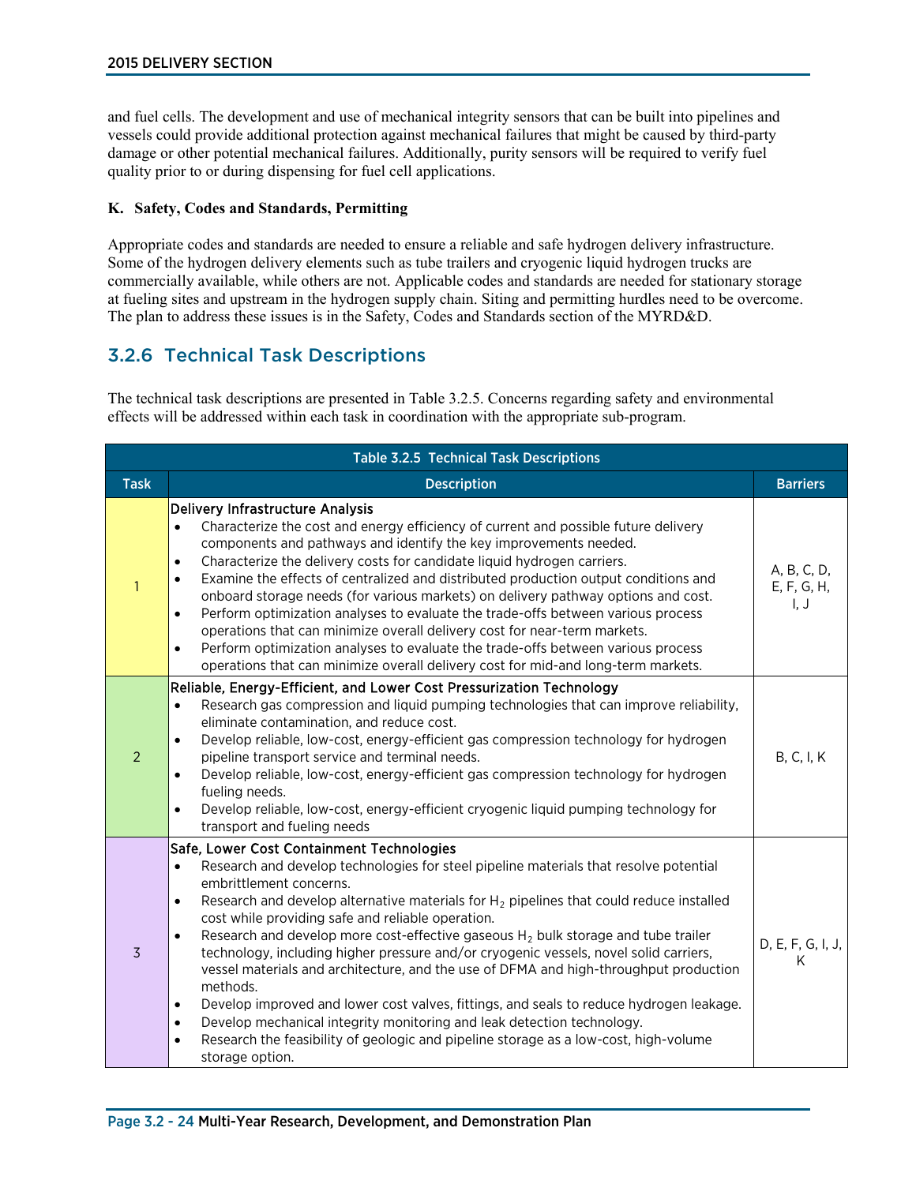and fuel cells. The development and use of mechanical integrity sensors that can be built into pipelines and vessels could provide additional protection against mechanical failures that might be caused by third-party damage or other potential mechanical failures. Additionally, purity sensors will be required to verify fuel quality prior to or during dispensing for fuel cell applications.

**K. Safety, Codes and Standards, Permitting**

Appropriate codes and standards are needed to ensure a reliable and safe hydrogen delivery infrastructure. Some of the hydrogen delivery elements such as tube trailers and cryogenic liquid hydrogen trucks are commercially available, while others are not. Applicable codes and standards are needed for stationary storage at fueling sites and upstream in the hydrogen supply chain. Siting and permitting hurdles need to be overcome. The plan to address these issues is in the Safety, Codes and Standards section of the MYRD&D.

## 3.2.6 Technical Task Descriptions

The technical task descriptions are presented in Table 3.2.5. Concerns regarding safety and environmental effects will be addressed within each task in coordination with the appropriate sub-program.

**Table 3.2.5 Technical Task Descriptions**

| Task | Description | Barriers |
|---|---|---|
| 1 | Delivery Infrastructure Analysis<br>• Characterize the cost and energy efficiency of current and possible future delivery components and pathways and identify the key improvements needed.<br>• Characterize the delivery costs for candidate liquid hydrogen carriers.<br>• Examine the effects of centralized and distributed production output conditions and onboard storage needs (for various markets) on delivery pathway options and cost.<br>• Perform optimization analyses to evaluate the trade-offs between various process operations that can minimize overall delivery cost for near-term markets.<br>• Perform optimization analyses to evaluate the trade-offs between various process operations that can minimize overall delivery cost for mid-and long-term markets. | A, B, C, D, E, F, G, H, I, J |
| 2 | Reliable, Energy-Efficient, and Lower Cost Pressurization Technology<br>• Research gas compression and liquid pumping technologies that can improve reliability, eliminate contamination, and reduce cost.<br>• Develop reliable, low-cost, energy-efficient gas compression technology for hydrogen pipeline transport service and terminal needs.<br>• Develop reliable, low-cost, energy-efficient gas compression technology for hydrogen fueling needs.<br>• Develop reliable, low-cost, energy-efficient cryogenic liquid pumping technology for transport and fueling needs | B, C, I, K |
| 3 | Safe, Lower Cost Containment Technologies<br>• Research and develop technologies for steel pipeline materials that resolve potential embrittlement concerns.<br>• Research and develop alternative materials for $H_2$ pipelines that could reduce installed cost while providing safe and reliable operation.<br>• Research and develop more cost-effective gaseous $H_2$ bulk storage and tube trailer technology, including higher pressure and/or cryogenic vessels, novel solid carriers, vessel materials and architecture, and the use of DFMA and high-throughput production methods.<br>• Develop improved and lower cost valves, fittings, and seals to reduce hydrogen leakage.<br>• Develop mechanical integrity monitoring and leak detection technology.<br>• Research the feasibility of geologic and pipeline storage as a low-cost, high-volume storage option. | D, E, F, G, I, J, K |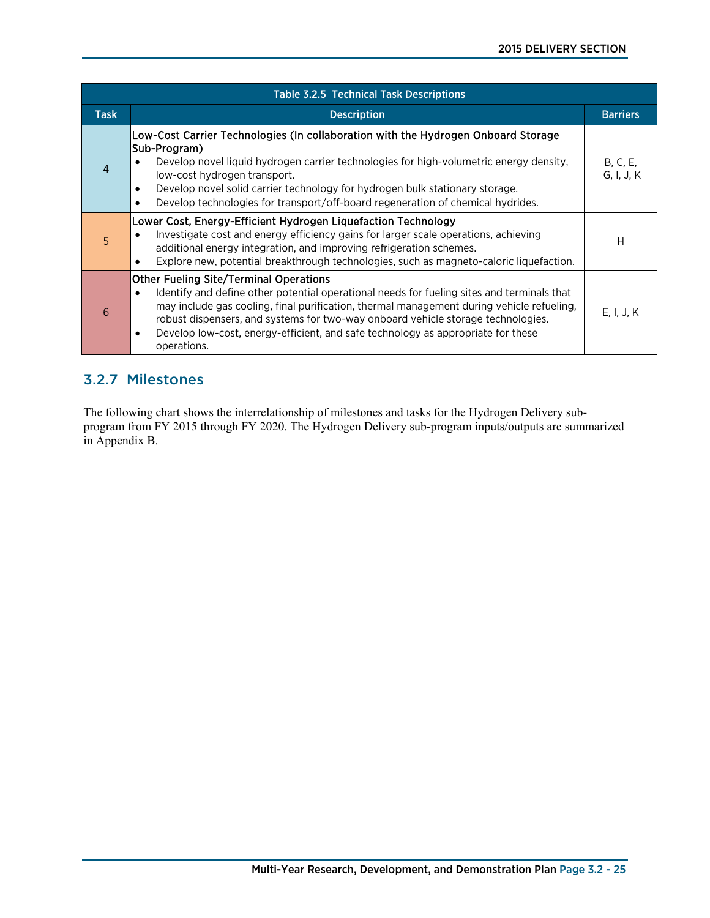| Table 3.2.5 Technical Task Descriptions | | |
|---|---|---|
| **Task** | **Description** | **Barriers** |
| 4 | Low-Cost Carrier Technologies (In collaboration with the Hydrogen Onboard Storage Sub-Program)<br>• Develop novel liquid hydrogen carrier technologies for high-volumetric energy density, low-cost hydrogen transport.<br>• Develop novel solid carrier technology for hydrogen bulk stationary storage.<br>• Develop technologies for transport/off-board regeneration of chemical hydrides. | B, C, E, G, I, J, K |
| 5 | Lower Cost, Energy-Efficient Hydrogen Liquefaction Technology<br>• Investigate cost and energy efficiency gains for larger scale operations, achieving additional energy integration, and improving refrigeration schemes.<br>• Explore new, potential breakthrough technologies, such as magneto-caloric liquefaction. | H |
| 6 | Other Fueling Site/Terminal Operations<br>• Identify and define other potential operational needs for fueling sites and terminals that may include gas cooling, final purification, thermal management during vehicle refueling, robust dispensers, and systems for two-way onboard vehicle storage technologies.<br>• Develop low-cost, energy-efficient, and safe technology as appropriate for these operations. | E, I, J, K |

### 3.2.7 Milestones

The following chart shows the interrelationship of milestones and tasks for the Hydrogen Delivery sub-program from FY 2015 through FY 2020. The Hydrogen Delivery sub-program inputs/outputs are summarized in Appendix B.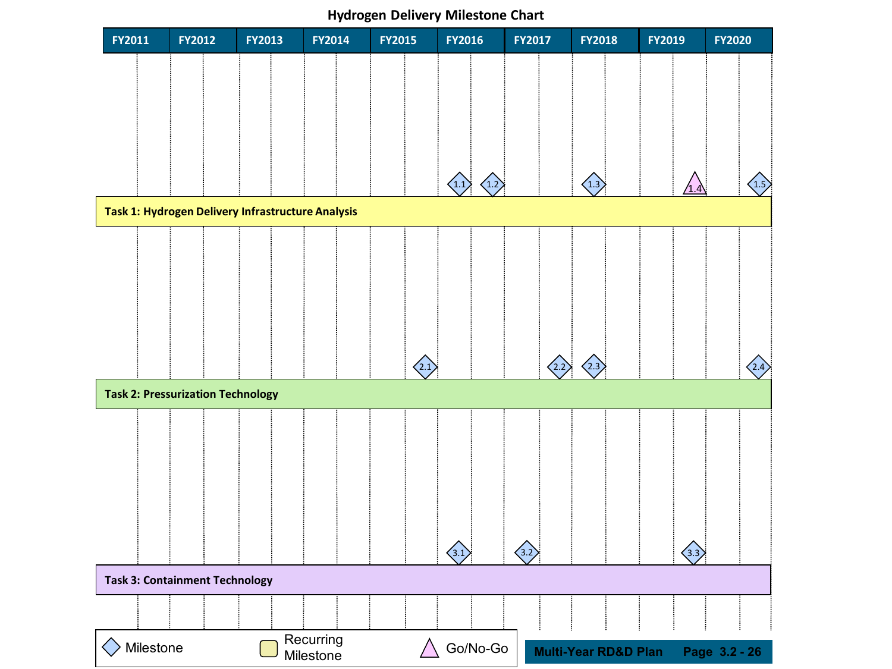# Hydrogen Delivery Milestone Chart

| Task | FY2011 | FY2012 | FY2013 | FY2014 | FY2015 | FY2016 | FY2017 | FY2018 | FY2019 | FY2020 |
|---|---|---|---|---|---|---|---|---|---|---|
| Task 1: Hydrogen Delivery Infrastructure Analysis | | | | | | 1.1, 1.2 | | 1.3 | 1.4 (Go/No-Go) | 1.5 |
| Task 2: Pressurization Technology | | | | | 2.1 | | 2.2 | 2.3 | | 2.4 |
| Task 3: Containment Technology | | | | | | 3.1 | 3.2 | | 3.3 | |

Legend: ◇ Milestone; Recurring Milestone; △ Go/No-Go

Multi-Year RD&D Plan Page 3.2 - 26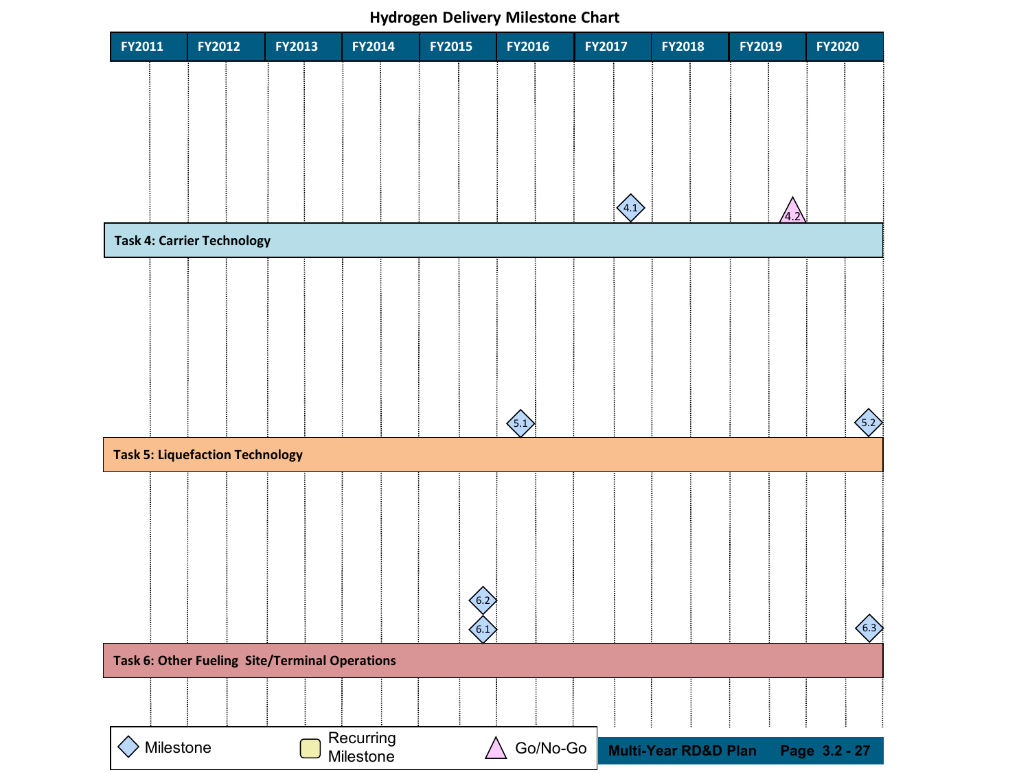# Hydrogen Delivery Milestone Chart

| | FY2011 | FY2012 | FY2013 | FY2014 | FY2015 | FY2016 | FY2017 | FY2018 | FY2019 | FY2020 |
|---|---|---|---|---|---|---|---|---|---|---|
| **Task 4: Carrier Technology** | | | | | | | 4.1 | | 4.2 | |
| **Task 5: Liquefaction Technology** | | | | | | 5.1 | | | | 5.2 |
| **Task 6: Other Fueling Site/Terminal Operations** | | | | | 6.1, 6.2 | | | | | 6.3 |

Legend: ◇ Milestone; Recurring Milestone; △ Go/No-Go (4.2 is a Go/No-Go decision point; all others are Milestones)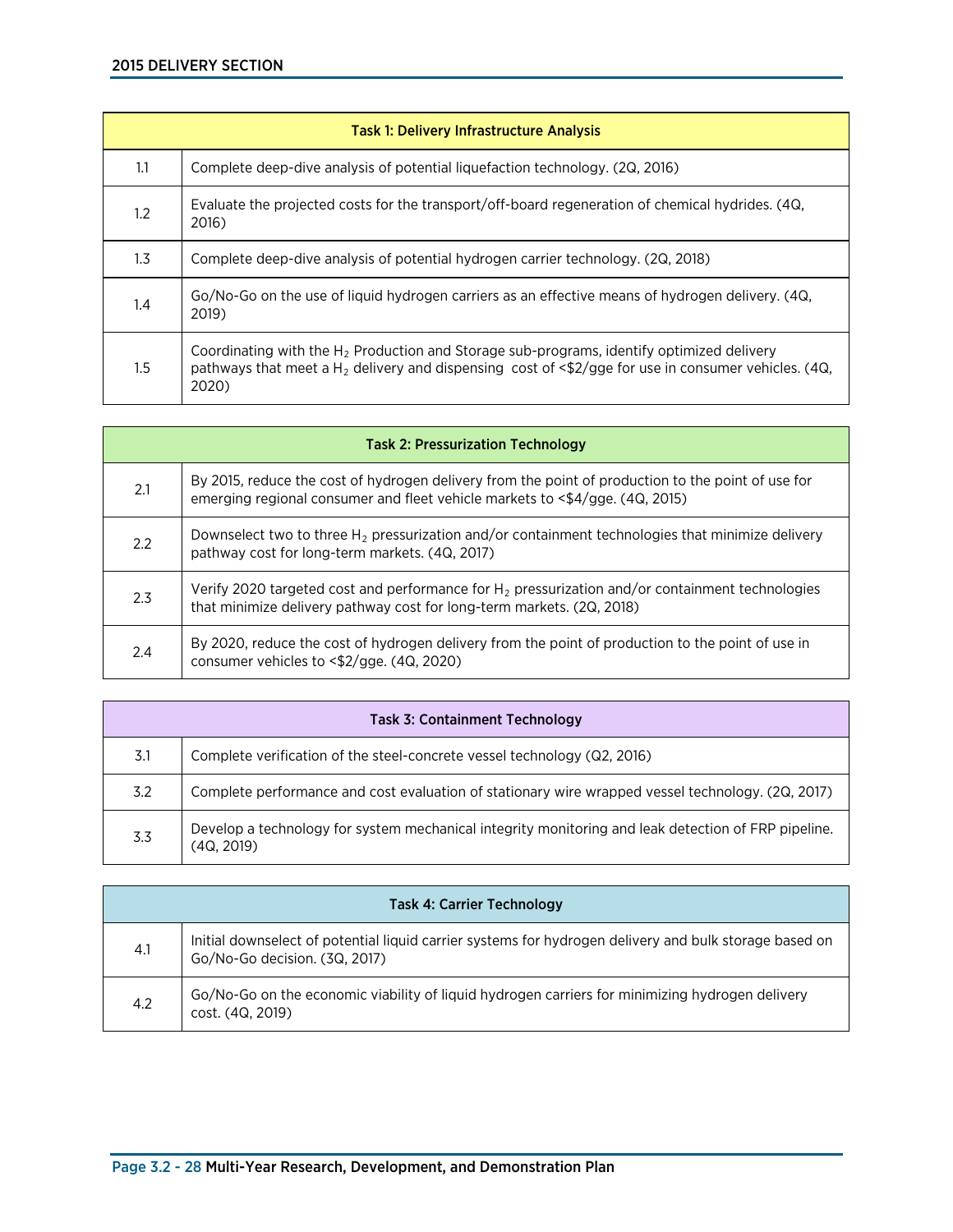| Task 1: Delivery Infrastructure Analysis | |
|---|---|
| 1.1 | Complete deep-dive analysis of potential liquefaction technology. (2Q, 2016) |
| 1.2 | Evaluate the projected costs for the transport/off-board regeneration of chemical hydrides. (4Q, 2016) |
| 1.3 | Complete deep-dive analysis of potential hydrogen carrier technology. (2Q, 2018) |
| 1.4 | Go/No-Go on the use of liquid hydrogen carriers as an effective means of hydrogen delivery. (4Q, 2019) |
| 1.5 | Coordinating with the $H_2$ Production and Storage sub-programs, identify optimized delivery pathways that meet a $H_2$ delivery and dispensing cost of <$2/gge for use in consumer vehicles. (4Q, 2020) |

| Task 2: Pressurization Technology | |
|---|---|
| 2.1 | By 2015, reduce the cost of hydrogen delivery from the point of production to the point of use for emerging regional consumer and fleet vehicle markets to <$4/gge. (4Q, 2015) |
| 2.2 | Downselect two to three $H_2$ pressurization and/or containment technologies that minimize delivery pathway cost for long-term markets. (4Q, 2017) |
| 2.3 | Verify 2020 targeted cost and performance for $H_2$ pressurization and/or containment technologies that minimize delivery pathway cost for long-term markets. (2Q, 2018) |
| 2.4 | By 2020, reduce the cost of hydrogen delivery from the point of production to the point of use in consumer vehicles to <$2/gge. (4Q, 2020) |

| Task 3: Containment Technology | |
|---|---|
| 3.1 | Complete verification of the steel-concrete vessel technology (Q2, 2016) |
| 3.2 | Complete performance and cost evaluation of stationary wire wrapped vessel technology. (2Q, 2017) |
| 3.3 | Develop a technology for system mechanical integrity monitoring and leak detection of FRP pipeline. (4Q, 2019) |

| Task 4: Carrier Technology | |
|---|---|
| 4.1 | Initial downselect of potential liquid carrier systems for hydrogen delivery and bulk storage based on Go/No-Go decision. (3Q, 2017) |
| 4.2 | Go/No-Go on the economic viability of liquid hydrogen carriers for minimizing hydrogen delivery cost. (4Q, 2019) |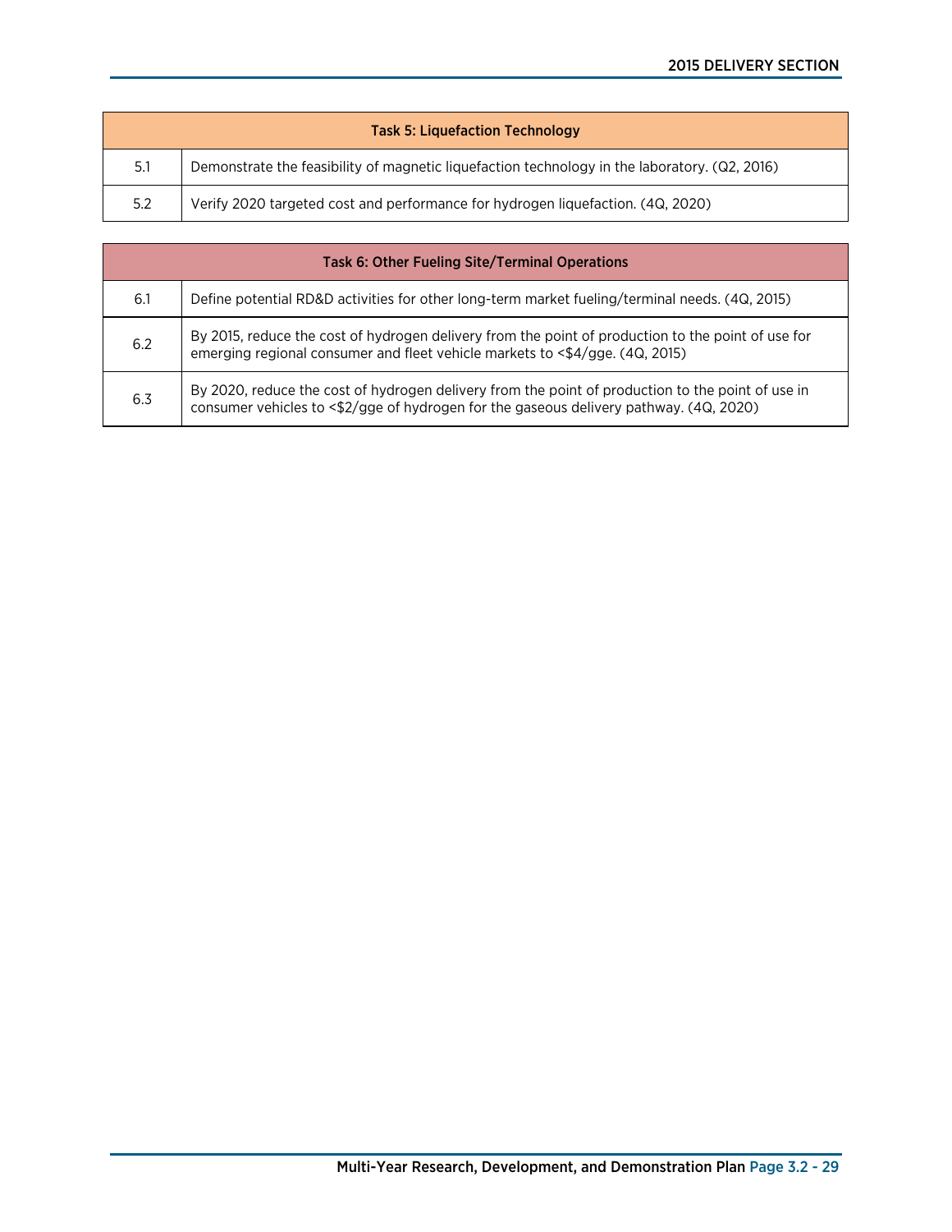| Task 5: Liquefaction Technology | |
| --- | --- |
| 5.1 | Demonstrate the feasibility of magnetic liquefaction technology in the laboratory. (Q2, 2016) |
| 5.2 | Verify 2020 targeted cost and performance for hydrogen liquefaction. (4Q, 2020) |

| Task 6: Other Fueling Site/Terminal Operations | |
| --- | --- |
| 6.1 | Define potential RD&D activities for other long-term market fueling/terminal needs. (4Q, 2015) |
| 6.2 | By 2015, reduce the cost of hydrogen delivery from the point of production to the point of use for emerging regional consumer and fleet vehicle markets to <$4/gge. (4Q, 2015) |
| 6.3 | By 2020, reduce the cost of hydrogen delivery from the point of production to the point of use in consumer vehicles to <$2/gge of hydrogen for the gaseous delivery pathway. (4Q, 2020) |